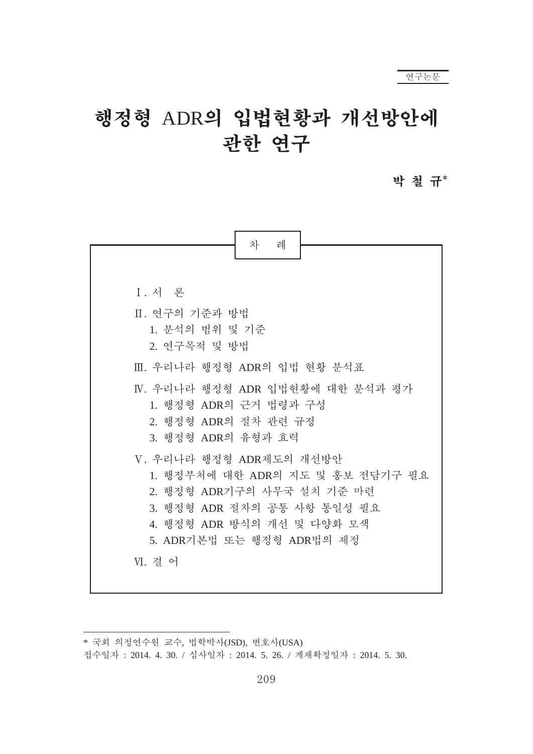연구논문

# 행정형 ADR의 입법현황과 개선방안에 관한 연구

**박 철 규***

차 례

Ⅰ. 서 론

Ⅱ. 연구의 기준과 방법
  1. 분석의 범위 및 기준
  2. 연구목적 및 방법

Ⅲ. 우리나라 행정형 ADR의 입법 현황 분석표

Ⅳ. 우리나라 행정형 ADR 입법현황에 대한 분석과 평가
  1. 행정형 ADR의 근거 법령과 구성
  2. 행정형 ADR의 절차 관련 규정
  3. 행정형 ADR의 유형과 효력

Ⅴ. 우리나라 행정형 ADR제도의 개선방안
  1. 행정부처에 대한 ADR의 지도 및 홍보 전담기구 필요
  2. 행정형 ADR기구의 사무국 설치 기준 마련
  3. 행정형 ADR 절차의 공통 사항 통일성 필요
  4. 행정형 ADR 방식의 개선 및 다양화 모색
  5. ADR기본법 또는 행정형 ADR법의 제정

Ⅵ. 결 어

---

* 국회 의정연수원 교수, 법학박사(JSD), 변호사(USA)

접수일자 : 2014. 4. 30. / 심사일자 : 2014. 5. 26. / 게재확정일자 : 2014. 5. 30.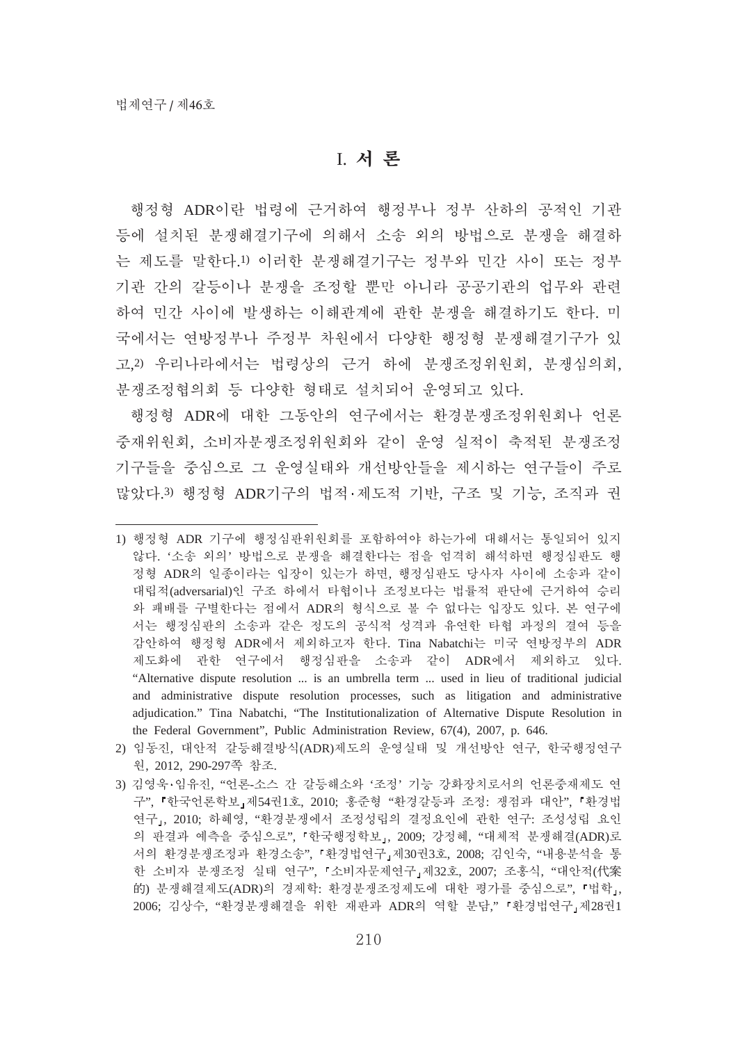# I. 서 론

행정형 ADR이란 법령에 근거하여 행정부나 정부 산하의 공적인 기관 등에 설치된 분쟁해결기구에 의해서 소송 외의 방법으로 분쟁을 해결하는 제도를 말한다.[1] 이러한 분쟁해결기구는 정부와 민간 사이 또는 정부기관 간의 갈등이나 분쟁을 조정할 뿐만 아니라 공공기관의 업무와 관련하여 민간 사이에 발생하는 이해관계에 관한 분쟁을 해결하기도 한다. 미국에서는 연방정부나 주정부 차원에서 다양한 행정형 분쟁해결기구가 있고,[2] 우리나라에서는 법령상의 근거 하에 분쟁조정위원회, 분쟁심의회, 분쟁조정협의회 등 다양한 형태로 설치되어 운영되고 있다.

행정형 ADR에 대한 그동안의 연구에서는 환경분쟁조정위원회나 언론중재위원회, 소비자분쟁조정위원회와 같이 운영 실적이 축적된 분쟁조정기구들을 중심으로 그 운영실태와 개선방안들을 제시하는 연구들이 주로 많았다.[3] 행정형 ADR기구의 법적·제도적 기반, 구조 및 기능, 조직과 권

---

1) 행정형 ADR 기구에 행정심판위원회를 포함하여야 하는가에 대해서는 통일되어 있지 않다. '소송 외의' 방법으로 분쟁을 해결한다는 점을 엄격히 해석하면 행정심판도 행정형 ADR의 일종이라는 입장이 있는가 하면, 행정심판도 당사자 사이에 소송과 같이 대립적(adversarial)인 구조 하에서 타협이나 조정보다는 법률적 판단에 근거하여 승리와 패배를 구별한다는 점에서 ADR의 형식으로 볼 수 없다는 입장도 있다. 본 연구에서는 행정심판의 소송과 같은 정도의 공식적 성격과 유연한 타협 과정의 결여 등을 감안하여 행정형 ADR에서 제외하고자 한다. Tina Nabatchi는 미국 연방정부의 ADR 제도화에 관한 연구에서 행정심판을 소송과 같이 ADR에서 제외하고 있다. "Alternative dispute resolution ... is an umbrella term ... used in lieu of traditional judicial and administrative dispute resolution processes, such as litigation and administrative adjudication." Tina Nabatchi, "The Institutionalization of Alternative Dispute Resolution in the Federal Government", Public Administration Review, 67(4), 2007, p. 646.

2) 임동진, 대안적 갈등해결방식(ADR)제도의 운영실태 및 개선방안 연구, 한국행정연구원, 2012, 290-297쪽 참조.

3) 김영욱·임유진, "언론-소스 간 갈등해소와 '조정' 기능 강화장치로서의 언론중재제도 연구", 『한국언론학보』제54권1호, 2010; 홍준형 "환경갈등과 조정: 쟁점과 대안", 『환경법연구』, 2010; 하혜영, "환경분쟁에서 조정성립의 결정요인에 관한 연구: 조성성립 요인의 판결과 예측을 중심으로", 『한국행정학보』, 2009; 강정혜, "대체적 분쟁해결(ADR)로서의 환경분쟁조정과 환경소송", 『환경법연구』제30권3호, 2008; 김인숙, "내용분석을 통한 소비자 분쟁조정 실태 연구", 『소비자문제연구』제32호, 2007; 조홍식, "대안적(代案的) 분쟁해결제도(ADR)의 경제학: 환경분쟁조정제도에 대한 평가를 중심으로", 『법학』, 2006; 김상수, "환경분쟁해결을 위한 재판과 ADR의 역할 분담," 『환경법연구』제28권1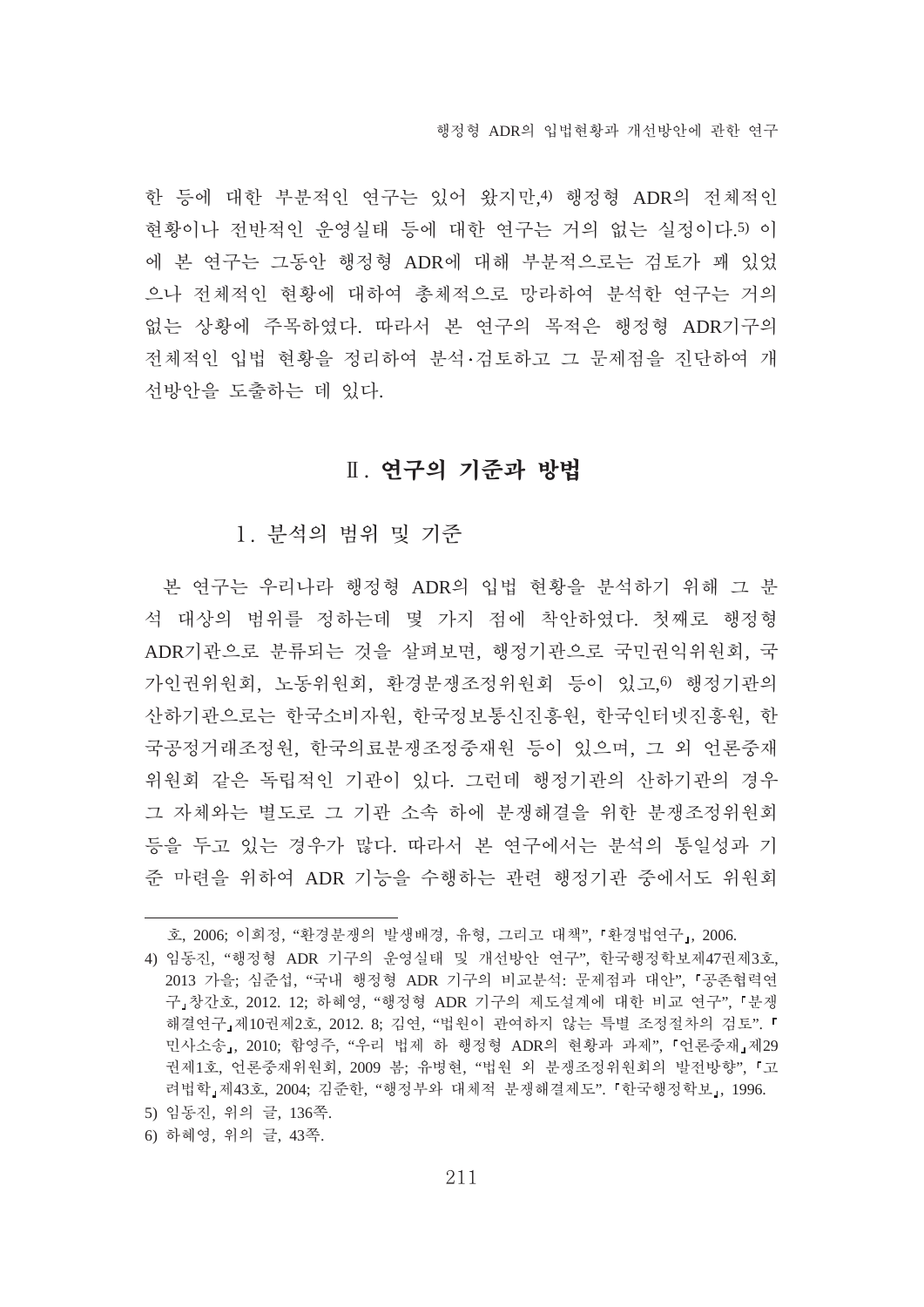한 등에 대한 부분적인 연구는 있어 왔지만,[4] 행정형 ADR의 전체적인 현황이나 전반적인 운영실태 등에 대한 연구는 거의 없는 실정이다.[5] 이에 본 연구는 그동안 행정형 ADR에 대해 부분적으로는 검토가 꽤 있었으나 전체적인 현황에 대하여 총체적으로 망라하여 분석한 연구는 거의 없는 상황에 주목하였다. 따라서 본 연구의 목적은 행정형 ADR기구의 전체적인 입법 현황을 정리하여 분석·검토하고 그 문제점을 진단하여 개선방안을 도출하는 데 있다.

## Ⅱ. 연구의 기준과 방법

### 1. 분석의 범위 및 기준

본 연구는 우리나라 행정형 ADR의 입법 현황을 분석하기 위해 그 분석 대상의 범위를 정하는데 몇 가지 점에 착안하였다. 첫째로 행정형 ADR기관으로 분류되는 것을 살펴보면, 행정기관으로 국민권익위원회, 국가인권위원회, 노동위원회, 환경분쟁조정위원회 등이 있고,[6] 행정기관의 산하기관으로는 한국소비자원, 한국정보통신진흥원, 한국인터넷진흥원, 한국공정거래조정원, 한국의료분쟁조정중재원 등이 있으며, 그 외 언론중재위원회 같은 독립적인 기관이 있다. 그런데 행정기관의 산하기관의 경우 그 자체와는 별도로 그 기관 소속 하에 분쟁해결을 위한 분쟁조정위원회 등을 두고 있는 경우가 많다. 따라서 본 연구에서는 분석의 통일성과 기준 마련을 위하여 ADR 기능을 수행하는 관련 행정기관 중에서도 위원회

---

호, 2006; 이희정, “환경분쟁의 발생배경, 유형, 그리고 대책”, 「환경법연구」, 2006.

4) 임동진, “행정형 ADR 기구의 운영실태 및 개선방안 연구”, 한국행정학보제47권제3호, 2013 가을; 심준섭, “국내 행정형 ADR 기구의 비교분석: 문제점과 대안”, 「공존협력연구」창간호, 2012. 12; 하혜영, “행정형 ADR 기구의 제도설계에 대한 비교 연구”, 「분쟁해결연구」제10권제2호, 2012. 8; 김연, “법원이 관여하지 않는 특별 조정절차의 검토”. 「민사소송」, 2010; 함영주, “우리 법제 하 행정형 ADR의 현황과 과제”, 「언론중재」제29권제1호, 언론중재위원회, 2009 봄; 유병현, “법원 외 분쟁조정위원회의 발전방향”, 「고려법학」제43호, 2004; 김준한, “행정부와 대체적 분쟁해결제도”. 「한국행정학보」, 1996.

5) 임동진, 위의 글, 136쪽.

6) 하혜영, 위의 글, 43쪽.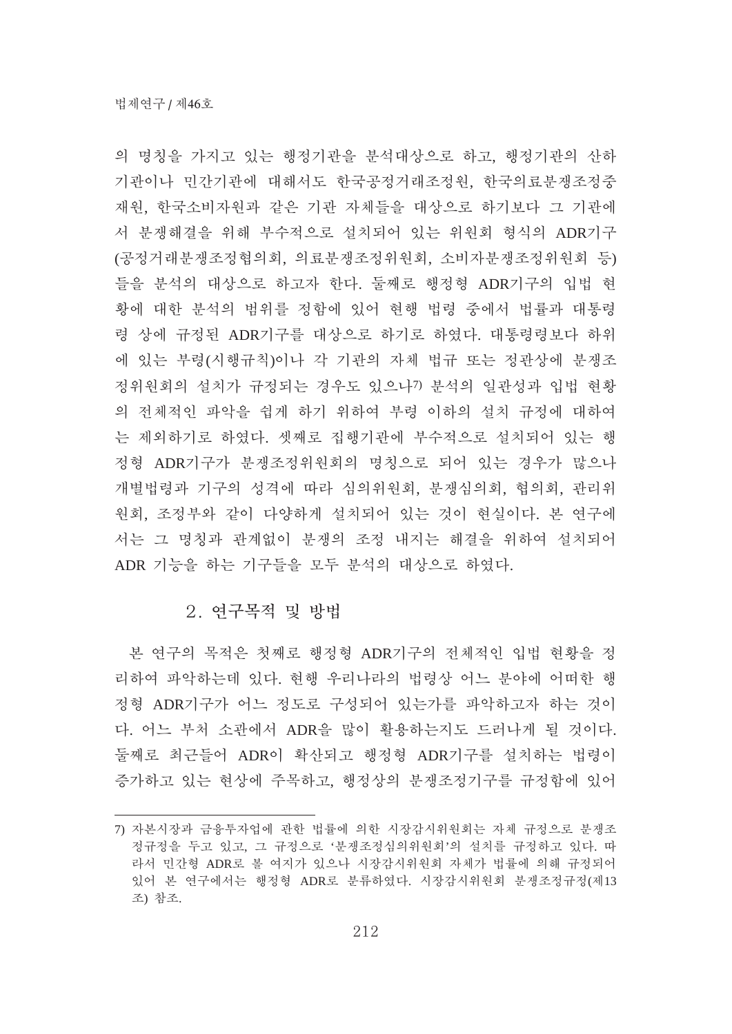의 명칭을 가지고 있는 행정기관을 분석대상으로 하고, 행정기관의 산하기관이나 민간기관에 대해서도 한국공정거래조정원, 한국의료분쟁조정중재원, 한국소비자원과 같은 기관 자체들을 대상으로 하기보다 그 기관에서 분쟁해결을 위해 부수적으로 설치되어 있는 위원회 형식의 ADR기구(공정거래분쟁조정협의회, 의료분쟁조정위원회, 소비자분쟁조정위원회 등)들을 분석의 대상으로 하고자 한다. 둘째로 행정형 ADR기구의 입법 현황에 대한 분석의 범위를 정함에 있어 현행 법령 중에서 법률과 대통령령 상에 규정된 ADR기구를 대상으로 하기로 하였다. 대통령령보다 하위에 있는 부령(시행규칙)이나 각 기관의 자체 법규 또는 정관상에 분쟁조정위원회의 설치가 규정되는 경우도 있으나[7] 분석의 일관성과 입법 현황의 전체적인 파악을 쉽게 하기 위하여 부령 이하의 설치 규정에 대하여는 제외하기로 하였다. 셋째로 집행기관에 부수적으로 설치되어 있는 행정형 ADR기구가 분쟁조정위원회의 명칭으로 되어 있는 경우가 많으나 개별법령과 기구의 성격에 따라 심의위원회, 분쟁심의회, 협의회, 관리위원회, 조정부와 같이 다양하게 설치되어 있는 것이 현실이다. 본 연구에서는 그 명칭과 관계없이 분쟁의 조정 내지는 해결을 위하여 설치되어 ADR 기능을 하는 기구들을 모두 분석의 대상으로 하였다.

## 2. 연구목적 및 방법

본 연구의 목적은 첫째로 행정형 ADR기구의 전체적인 입법 현황을 정리하여 파악하는데 있다. 현행 우리나라의 법령상 어느 분야에 어떠한 행정형 ADR기구가 어느 정도로 구성되어 있는가를 파악하고자 하는 것이다. 어느 부처 소관에서 ADR을 많이 활용하는지도 드러나게 될 것이다. 둘째로 최근들어 ADR이 확산되고 행정형 ADR기구를 설치하는 법령이 증가하고 있는 현상에 주목하고, 행정상의 분쟁조정기구를 규정함에 있어

---

7) 자본시장과 금융투자업에 관한 법률에 의한 시장감시위원회는 자체 규정으로 분쟁조정규정을 두고 있고, 그 규정으로 '분쟁조정심의위원회'의 설치를 규정하고 있다. 따라서 민간형 ADR로 볼 여지가 있으나 시장감시위원회 자체가 법률에 의해 규정되어 있어 본 연구에서는 행정형 ADR로 분류하였다. 시장감시위원회 분쟁조정규정(제13조) 참조.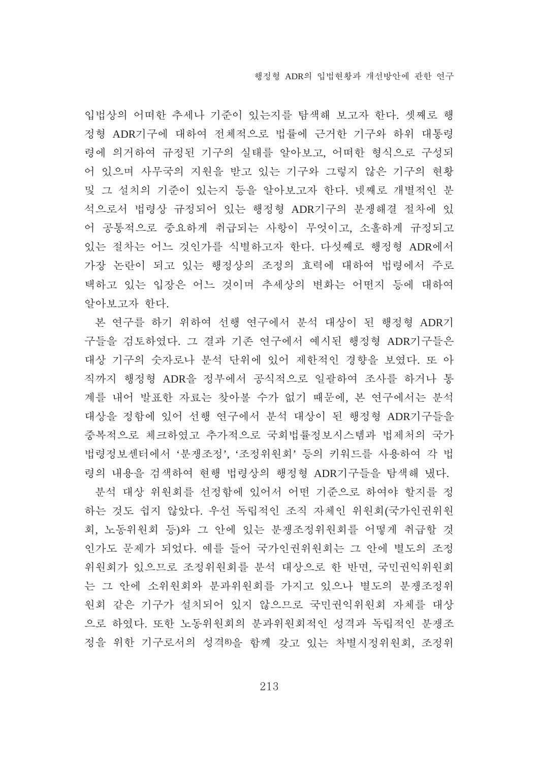입법상의 어떠한 추세나 기준이 있는지를 탐색해 보고자 한다. 셋째로 행정형 ADR기구에 대하여 전체적으로 법률에 근거한 기구와 하위 대통령령에 의거하여 규정된 기구의 실태를 알아보고, 어떠한 형식으로 구성되어 있으며 사무국의 지원을 받고 있는 기구와 그렇지 않은 기구의 현황 및 그 설치의 기준이 있는지 등을 알아보고자 한다. 넷째로 개별적인 분석으로서 법령상 규정되어 있는 행정형 ADR기구의 분쟁해결 절차에 있어 공통적으로 중요하게 취급되는 사항이 무엇이고, 소홀하게 규정되고 있는 절차는 어느 것인가를 식별하고자 한다. 다섯째로 행정형 ADR에서 가장 논란이 되고 있는 행정상의 조정의 효력에 대하여 법령에서 주로 택하고 있는 입장은 어느 것이며 추세상의 변화는 어떤지 등에 대하여 알아보고자 한다.

본 연구를 하기 위하여 선행 연구에서 분석 대상이 된 행정형 ADR기구들을 검토하였다. 그 결과 기존 연구에서 예시된 행정형 ADR기구들은 대상 기구의 숫자로나 분석 단위에 있어 제한적인 경향을 보였다. 또 아직까지 행정형 ADR을 정부에서 공식적으로 일괄하여 조사를 하거나 통계를 내어 발표한 자료는 찾아볼 수가 없기 때문에, 본 연구에서는 분석 대상을 정함에 있어 선행 연구에서 분석 대상이 된 행정형 ADR기구들을 중복적으로 체크하였고 추가적으로 국회법률정보시스템과 법제처의 국가법령정보센터에서 '분쟁조정', '조정위원회' 등의 키워드를 사용하여 각 법령의 내용을 검색하여 현행 법령상의 행정형 ADR기구들을 탐색해 냈다.

분석 대상 위원회를 선정함에 있어서 어떤 기준으로 하여야 할지를 정하는 것도 쉽지 않았다. 우선 독립적인 조직 자체인 위원회(국가인권위원회, 노동위원회 등)와 그 안에 있는 분쟁조정위원회를 어떻게 취급할 것인가도 문제가 되었다. 예를 들어 국가인권위원회는 그 안에 별도의 조정위원회가 있으므로 조정위원회를 분석 대상으로 한 반면, 국민권익위원회는 그 안에 소위원회와 분과위원회를 가지고 있으나 별도의 분쟁조정위원회 같은 기구가 설치되어 있지 않으므로 국민권익위원회 자체를 대상으로 하였다. 또한 노동위원회의 분과위원회적인 성격과 독립적인 분쟁조정을 위한 기구로서의 성격[8]을 함께 갖고 있는 차별시정위원회, 조정위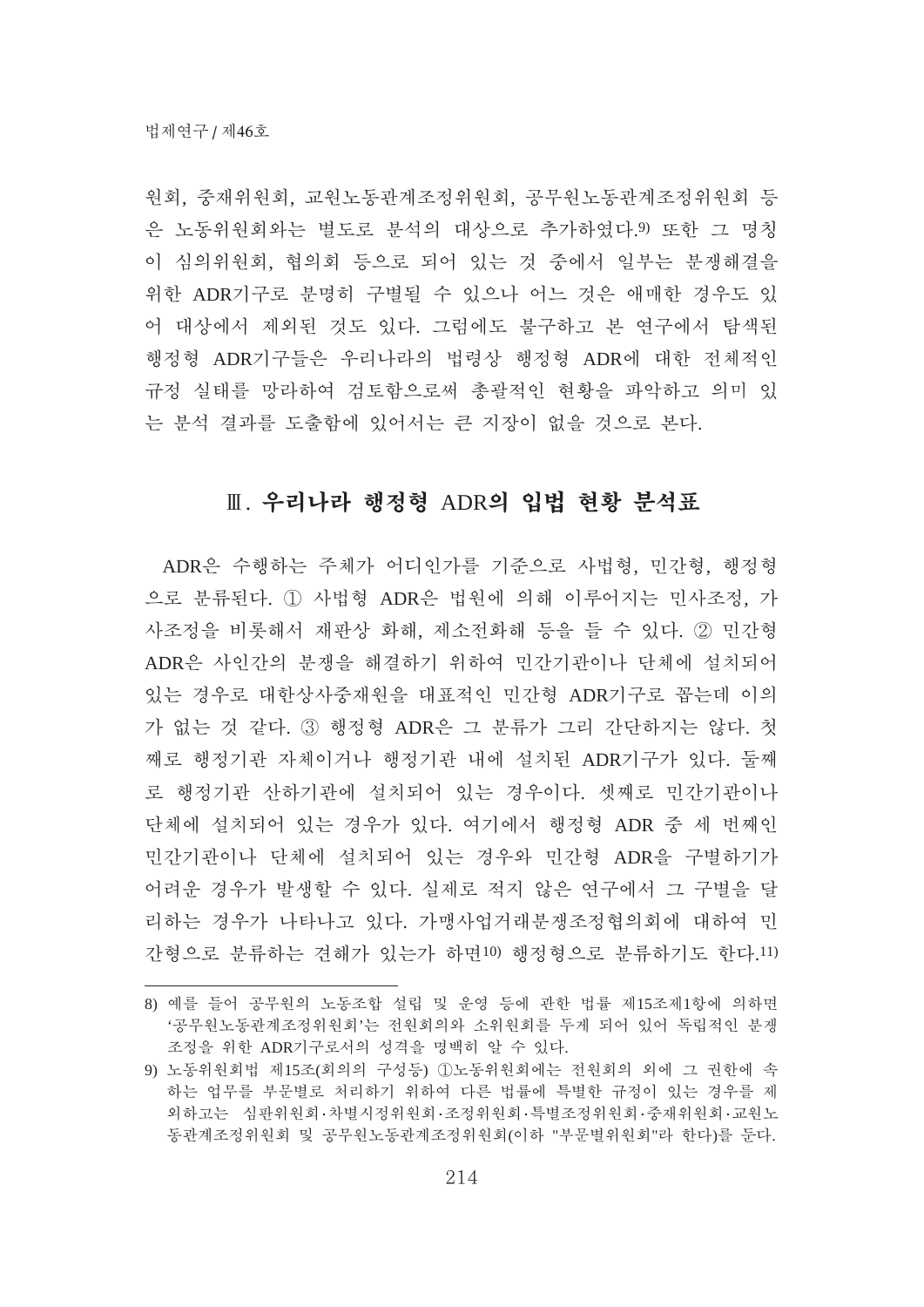원회, 중재위원회, 교원노동관계조정위원회, 공무원노동관계조정위원회 등은 노동위원회와는 별도로 분석의 대상으로 추가하였다.[9] 또한 그 명칭이 심의위원회, 협의회 등으로 되어 있는 것 중에서 일부는 분쟁해결을 위한 ADR기구로 분명히 구별될 수 있으나 어느 것은 애매한 경우도 있어 대상에서 제외된 것도 있다. 그럼에도 불구하고 본 연구에서 탐색된 행정형 ADR기구들은 우리나라의 법령상 행정형 ADR에 대한 전체적인 규정 실태를 망라하여 검토함으로써 총괄적인 현황을 파악하고 의미 있는 분석 결과를 도출함에 있어서는 큰 지장이 없을 것으로 본다.

## Ⅲ. 우리나라 행정형 ADR의 입법 현황 분석표

ADR은 수행하는 주체가 어디인가를 기준으로 사법형, 민간형, 행정형으로 분류된다. ① 사법형 ADR은 법원에 의해 이루어지는 민사조정, 가사조정을 비롯해서 재판상 화해, 제소전화해 등을 들 수 있다. ② 민간형 ADR은 사인간의 분쟁을 해결하기 위하여 민간기관이나 단체에 설치되어 있는 경우로 대한상사중재원을 대표적인 민간형 ADR기구로 꼽는데 이의가 없는 것 같다. ③ 행정형 ADR은 그 분류가 그리 간단하지는 않다. 첫째로 행정기관 자체이거나 행정기관 내에 설치된 ADR기구가 있다. 둘째로 행정기관 산하기관에 설치되어 있는 경우이다. 셋째로 민간기관이나 단체에 설치되어 있는 경우가 있다. 여기에서 행정형 ADR 중 세 번째인 민간기관이나 단체에 설치되어 있는 경우와 민간형 ADR을 구별하기가 어려운 경우가 발생할 수 있다. 실제로 적지 않은 연구에서 그 구별을 달리하는 경우가 나타나고 있다. 가맹사업거래분쟁조정협의회에 대하여 민간형으로 분류하는 견해가 있는가 하면[10] 행정형으로 분류하기도 한다.[11]

---

8) 예를 들어 공무원의 노동조합 설립 및 운영 등에 관한 법률 제15조제1항에 의하면 '공무원노동관계조정위원회'는 전원회의와 소위원회를 두게 되어 있어 독립적인 분쟁조정을 위한 ADR기구로서의 성격을 명백히 알 수 있다.

9) 노동위원회법 제15조(회의의 구성등) ①노동위원회에는 전원회의 외에 그 권한에 속하는 업무를 부문별로 처리하기 위하여 다른 법률에 특별한 규정이 있는 경우를 제외하고는 심판위원회·차별시정위원회·조정위원회·특별조정위원회·중재위원회·교원노동관계조정위원회 및 공무원노동관계조정위원회(이하 "부문별위원회"라 한다)를 둔다.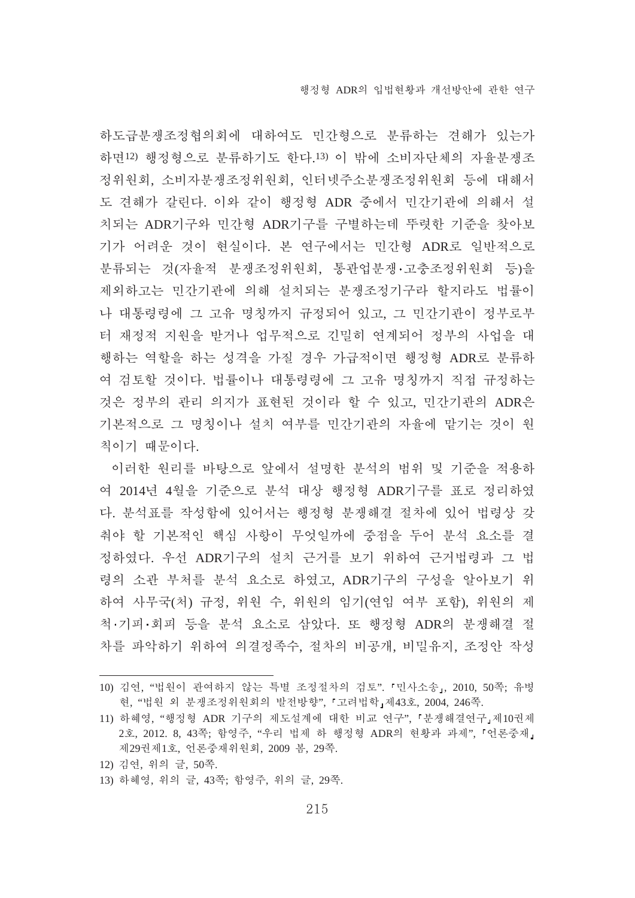하도급분쟁조정협의회에 대하여도 민간형으로 분류하는 견해가 있는가 하면[12] 행정형으로 분류하기도 한다.[13] 이 밖에 소비자단체의 자율분쟁조정위원회, 소비자분쟁조정위원회, 인터넷주소분쟁조정위원회 등에 대해서도 견해가 갈린다. 이와 같이 행정형 ADR 중에서 민간기관에 의해서 설치되는 ADR기구와 민간형 ADR기구를 구별하는데 뚜렷한 기준을 찾아보기가 어려운 것이 현실이다. 본 연구에서는 민간형 ADR로 일반적으로 분류되는 것(자율적 분쟁조정위원회, 통관업분쟁·고충조정위원회 등)을 제외하고는 민간기관에 의해 설치되는 분쟁조정기구라 할지라도 법률이나 대통령령에 그 고유 명칭까지 규정되어 있고, 그 민간기관이 정부로부터 재정적 지원을 받거나 업무적으로 긴밀히 연계되어 정부의 사업을 대행하는 역할을 하는 성격을 가질 경우 가급적이면 행정형 ADR로 분류하여 검토할 것이다. 법률이나 대통령령에 그 고유 명칭까지 직접 규정하는 것은 정부의 관리 의지가 표현된 것이라 할 수 있고, 민간기관의 ADR은 기본적으로 그 명칭이나 설치 여부를 민간기관의 자율에 맡기는 것이 원칙이기 때문이다.

이러한 원리를 바탕으로 앞에서 설명한 분석의 범위 및 기준을 적용하여 2014년 4월을 기준으로 분석 대상 행정형 ADR기구를 표로 정리하였다. 분석표를 작성함에 있어서는 행정형 분쟁해결 절차에 있어 법령상 갖춰야 할 기본적인 핵심 사항이 무엇일까에 중점을 두어 분석 요소를 결정하였다. 우선 ADR기구의 설치 근거를 보기 위하여 근거법령과 그 법령의 소관 부처를 분석 요소로 하였고, ADR기구의 구성을 알아보기 위하여 사무국(처) 규정, 위원 수, 위원의 임기(연임 여부 포함), 위원의 제척·기피·회피 등을 분석 요소로 삼았다. 또 행정형 ADR의 분쟁해결 절차를 파악하기 위하여 의결정족수, 절차의 비공개, 비밀유지, 조정안 작성

---

10) 김연, "법원이 관여하지 않는 특별 조정절차의 검토". 「민사소송」, 2010, 50쪽; 유병현, "법원 외 분쟁조정위원회의 발전방향", 「고려법학」제43호, 2004, 246쪽.

11) 하혜영, "행정형 ADR 기구의 제도설계에 대한 비교 연구", 「분쟁해결연구」제10권제2호, 2012. 8, 43쪽; 함영주, "우리 법제 하 행정형 ADR의 현황과 과제", 「언론중재」제29권제1호, 언론중재위원회, 2009 봄, 29쪽.

12) 김연, 위의 글, 50쪽.

13) 하혜영, 위의 글, 43쪽; 함영주, 위의 글, 29쪽.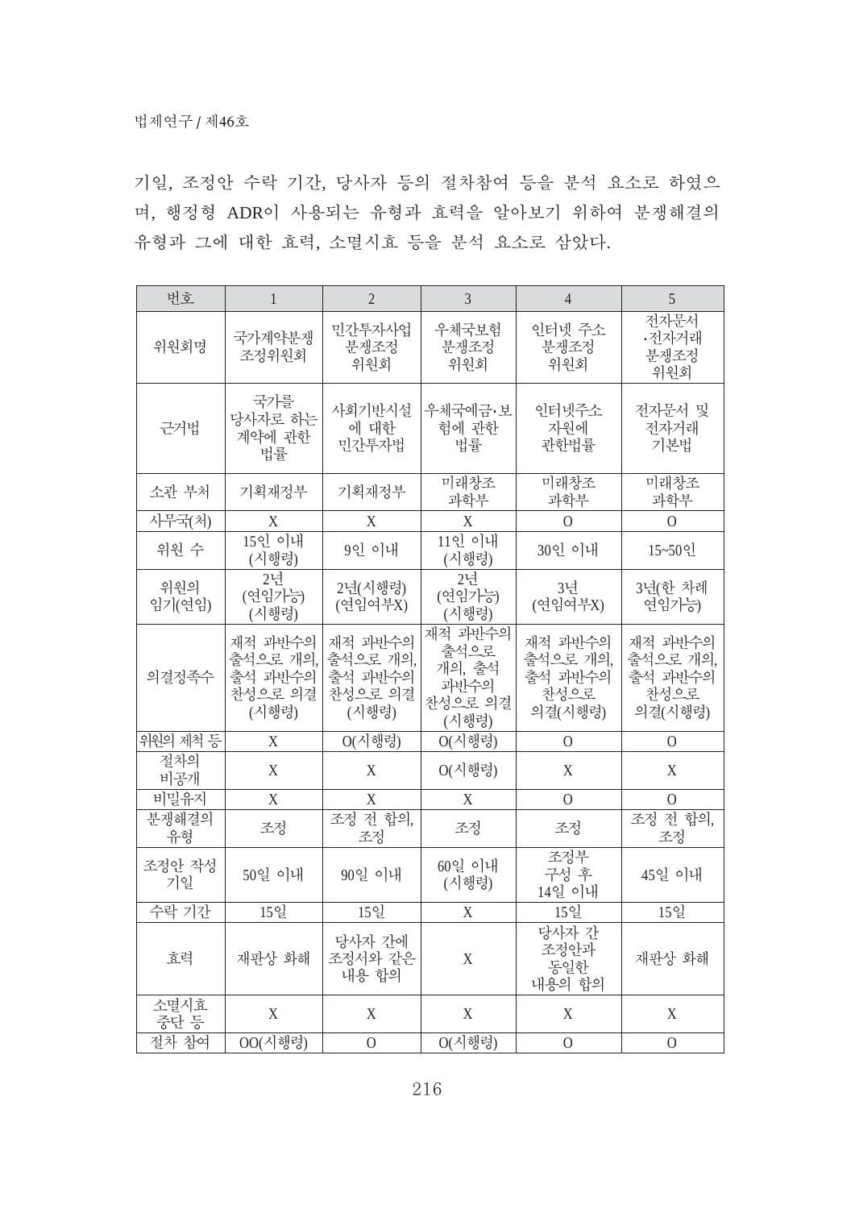기일, 조정안 수락 기간, 당사자 등의 절차참여 등을 분석 요소로 하였으며, 행정형 ADR이 사용되는 유형과 효력을 알아보기 위하여 분쟁해결의 유형과 그에 대한 효력, 소멸시효 등을 분석 요소로 삼았다.

| 번호 | 1 | 2 | 3 | 4 | 5 |
|---|---|---|---|---|---|
| 위원회명 | 국가계약분쟁 조정위원회 | 민간투자사업 분쟁조정 위원회 | 우체국보험 분쟁조정 위원회 | 인터넷 주소 분쟁조정 위원회 | 전자문서·전자거래 분쟁조정 위원회 |
| 근거법 | 국가를 당사자로 하는 계약에 관한 법률 | 사회기반시설에 대한 민간투자법 | 우체국예금·보험에 관한 법률 | 인터넷주소자원에 관한법률 | 전자문서 및 전자거래 기본법 |
| 소관 부처 | 기획재정부 | 기획재정부 | 미래창조 과학부 | 미래창조 과학부 | 미래창조 과학부 |
| 사무국(처) | X | X | X | O | O |
| 위원 수 | 15인 이내 (시행령) | 9인 이내 | 11인 이내 (시행령) | 30인 이내 | 15~50인 |
| 위원의 임기(연임) | 2년 (연임가능) (시행령) | 2년(시행령) (연임여부X) | 2년 (연임가능) (시행령) | 3년 (연임여부X) | 3년(한 차례 연임가능) |
| 의결정족수 | 재적 과반수의 출석으로 개의, 출석 과반수의 찬성으로 의결 (시행령) | 재적 과반수의 출석으로 개의, 출석 과반수의 찬성으로 의결 (시행령) | 재적 과반수의 출석으로 개의, 출석 과반수의 찬성으로 의결 (시행령) | 재적 과반수의 출석으로 개의, 출석 과반수의 찬성으로 의결(시행령) | 재적 과반수의 출석으로 개의, 출석 과반수의 찬성으로 의결(시행령) |
| 위원의 제척 등 | X | O(시행령) | O(시행령) | O | O |
| 절차의 비공개 | X | X | O(시행령) | X | X |
| 비밀유지 | X | X | X | O | O |
| 분쟁해결의 유형 | 조정 | 조정 전 합의, 조정 | 조정 | 조정 | 조정 전 합의, 조정 |
| 조정안 작성 기일 | 50일 이내 | 90일 이내 | 60일 이내 (시행령) | 조정부 구성 후 14일 이내 | 45일 이내 |
| 수락 기간 | 15일 | 15일 | X | 15일 | 15일 |
| 효력 | 재판상 화해 | 당사자 간에 조정서와 같은 내용 합의 | X | 당사자 간 조정안과 동일한 내용의 합의 | 재판상 화해 |
| 소멸시효 중단 등 | X | X | X | X | X |
| 절차 참여 | OO(시행령) | O | O(시행령) | O | O |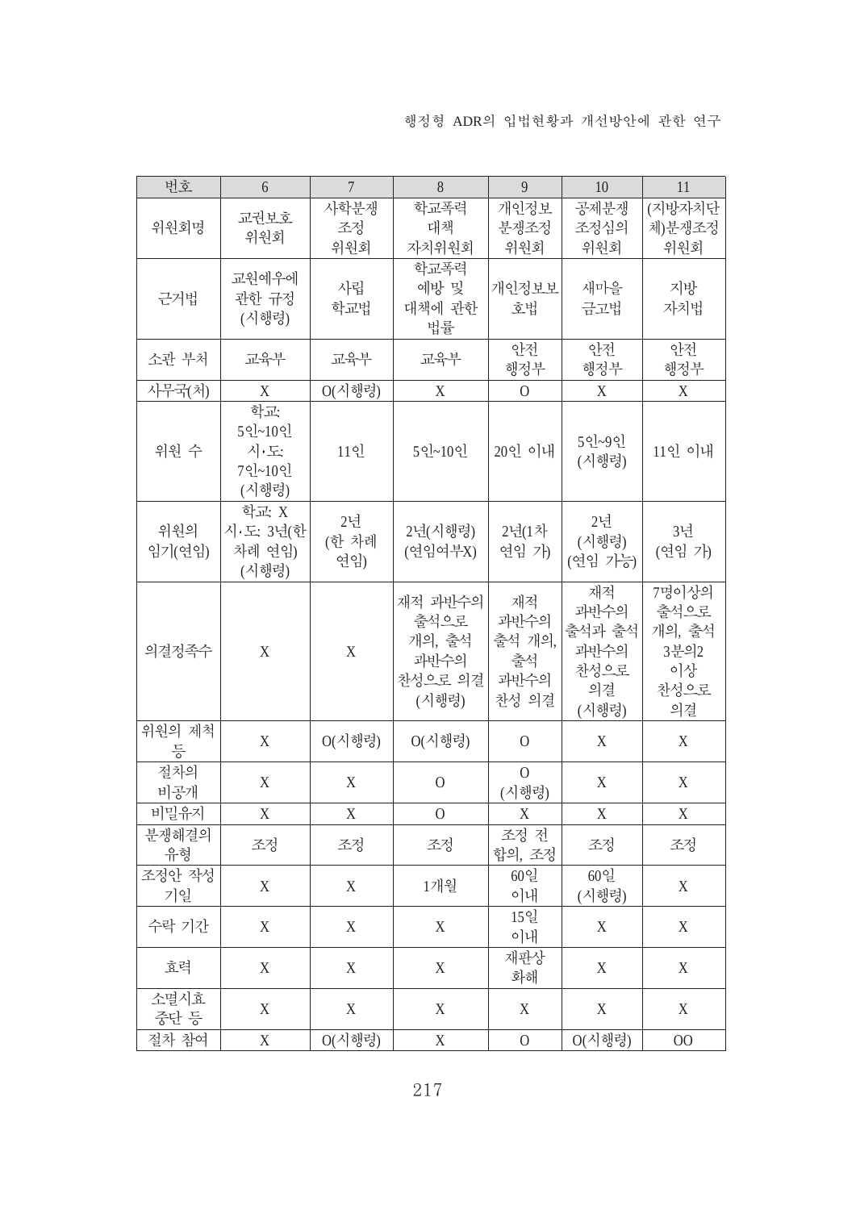| 번호 | 6 | 7 | 8 | 9 | 10 | 11 |
|---|---|---|---|---|---|---|
| 위원회명 | 교권보호 위원회 | 사학분쟁 조정 위원회 | 학교폭력 대책 자치위원회 | 개인정보 분쟁조정 위원회 | 공제분쟁 조정심의 위원회 | (지방자치단체)분쟁조정 위원회 |
| 근거법 | 교원예우에 관한 규정 (시행령) | 사립 학교법 | 학교폭력 예방 및 대책에 관한 법률 | 개인정보보호법 | 새마을 금고법 | 지방 자치법 |
| 소관 부처 | 교육부 | 교육부 | 교육부 | 안전 행정부 | 안전 행정부 | 안전 행정부 |
| 사무국(처) | X | O(시행령) | X | O | X | X |
| 위원 수 | 학교: 5인~10인 시·도: 7인~10인 (시행령) | 11인 | 5인~10인 | 20인 이내 | 5인~9인 (시행령) | 11인 이내 |
| 위원의 임기(연임) | 학교: X 시·도: 3년(한 차례 연임) (시행령) | 2년 (한 차례 연임) | 2년(시행령) (연임여부X) | 2년(1차 연임 가) | 2년 (시행령) (연임 가능) | 3년 (연임 가) |
| 의결정족수 | X | X | 재적 과반수의 출석으로 개의, 출석 과반수의 찬성으로 의결 (시행령) | 재적 과반수의 출석 개의, 출석 과반수의 찬성 의결 | 재적 과반수의 출석과 출석 과반수의 찬성으로 의결 (시행령) | 7명이상의 출석으로 개의, 출석 3분의2 이상 찬성으로 의결 |
| 위원의 제척 등 | X | O(시행령) | O(시행령) | O | X | X |
| 절차의 비공개 | X | X | O | O (시행령) | X | X |
| 비밀유지 | X | X | O | X | X | X |
| 분쟁해결의 유형 | 조정 | 조정 | 조정 | 조정 전 합의, 조정 | 조정 | 조정 |
| 조정안 작성 기일 | X | X | 1개월 | 60일 이내 | 60일 (시행령) | X |
| 수락 기간 | X | X | X | 15일 이내 | X | X |
| 효력 | X | X | X | 재판상 화해 | X | X |
| 소멸시효 중단 등 | X | X | X | X | X | X |
| 절차 참여 | X | O(시행령) | X | O | O(시행령) | OO |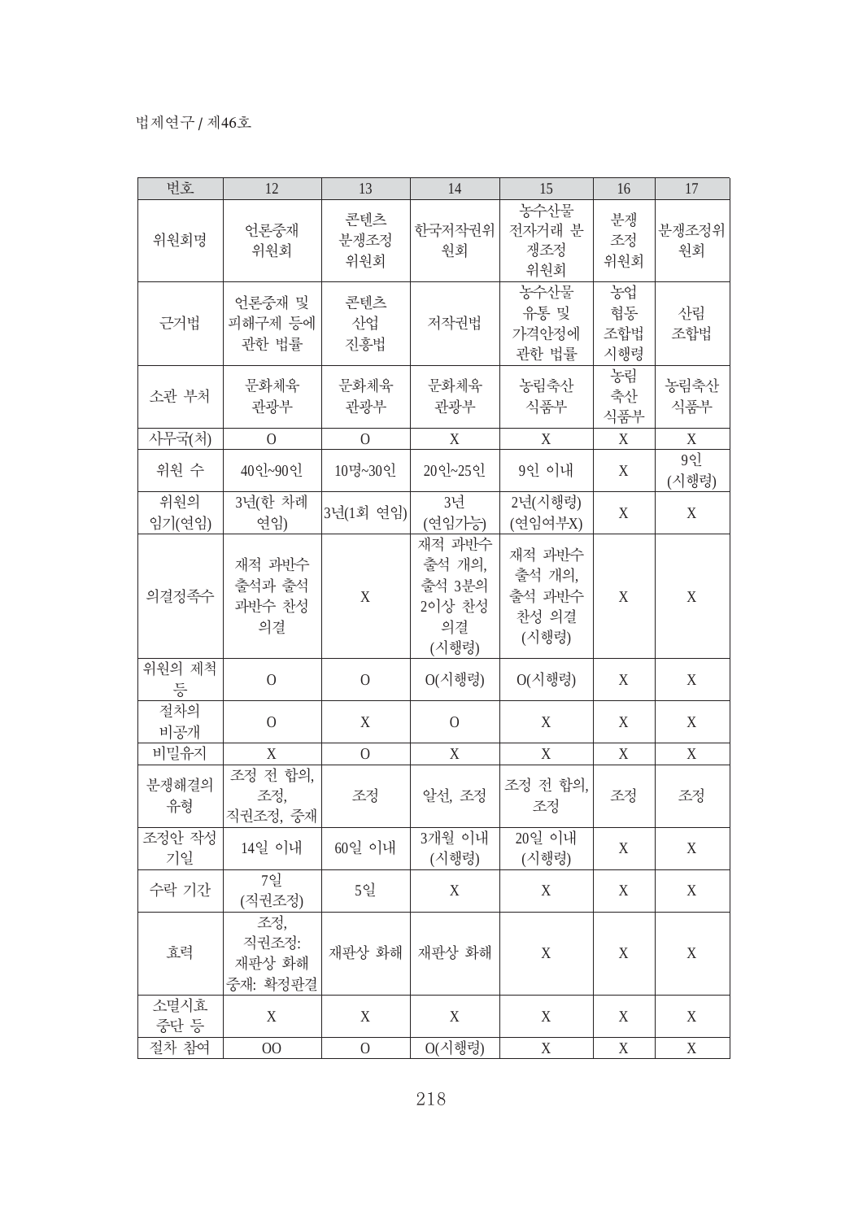| 번호 | 12 | 13 | 14 | 15 | 16 | 17 |
|---|---|---|---|---|---|---|
| 위원회명 | 언론중재 위원회 | 콘텐츠 분쟁조정 위원회 | 한국저작권위원회 | 농수산물 전자거래 분쟁조정 위원회 | 분쟁 조정 위원회 | 분쟁조정위원회 |
| 근거법 | 언론중재 및 피해구제 등에 관한 법률 | 콘텐츠 산업 진흥법 | 저작권법 | 농수산물 유통 및 가격안정에 관한 법률 | 농업 협동 조합법 시행령 | 산림 조합법 |
| 소관 부처 | 문화체육 관광부 | 문화체육 관광부 | 문화체육 관광부 | 농림축산 식품부 | 농림 축산 식품부 | 농림축산 식품부 |
| 사무국(처) | O | O | X | X | X | X |
| 위원 수 | 40인~90인 | 10명~30인 | 20인~25인 | 9인 이내 | X | 9인 (시행령) |
| 위원의 임기(연임) | 3년(한 차례 연임) | 3년(1회 연임) | 3년 (연임가능) | 2년(시행령) (연임여부X) | X | X |
| 의결정족수 | 재적 과반수 출석과 출석 과반수 찬성 의결 | X | 재적 과반수 출석 개의, 출석 3분의 2이상 찬성 의결 (시행령) | 재적 과반수 출석 개의, 출석 과반수 찬성 의결 (시행령) | X | X |
| 위원의 제척 등 | O | O | O(시행령) | O(시행령) | X | X |
| 절차의 비공개 | O | X | O | X | X | X |
| 비밀유지 | X | O | X | X | X | X |
| 분쟁해결의 유형 | 조정 전 합의, 조정, 직권조정, 중재 | 조정 | 알선, 조정 | 조정 전 합의, 조정 | 조정 | 조정 |
| 조정안 작성 기일 | 14일 이내 | 60일 이내 | 3개월 이내 (시행령) | 20일 이내 (시행령) | X | X |
| 수락 기간 | 7일 (직권조정) | 5일 | X | X | X | X |
| 효력 | 조정, 직권조정: 재판상 화해 중재: 확정판결 | 재판상 화해 | 재판상 화해 | X | X | X |
| 소멸시효 중단 등 | X | X | X | X | X | X |
| 절차 참여 | OO | O | O(시행령) | X | X | X |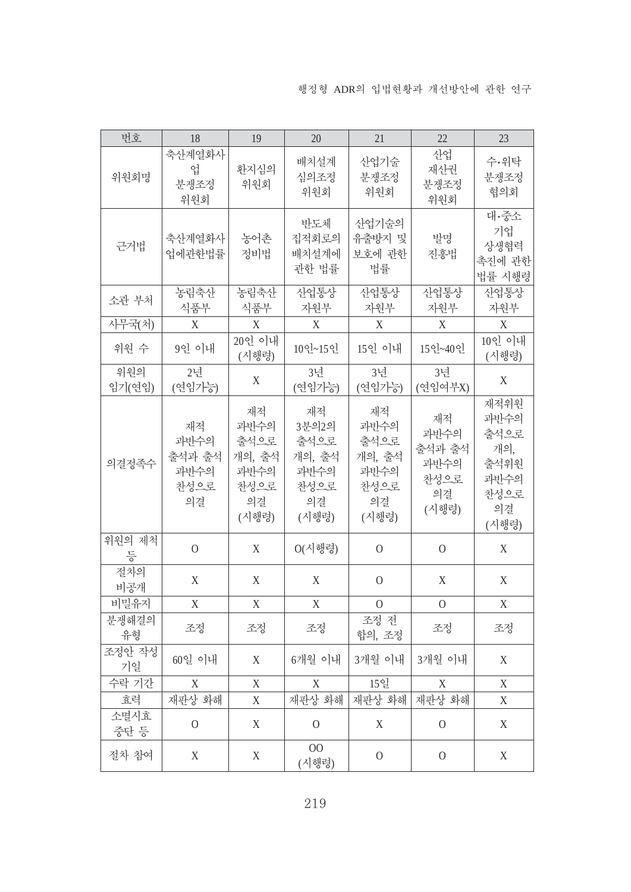| 번호 | 18 | 19 | 20 | 21 | 22 | 23 |
|---|---|---|---|---|---|---|
| 위원회명 | 축산계열화사업 분쟁조정 위원회 | 환지심의 위원회 | 배치설계 심의조정 위원회 | 산업기술 분쟁조정 위원회 | 산업 재산권 분쟁조정 위원회 | 수·위탁 분쟁조정 협의회 |
| 근거법 | 축산계열화사업에관한법률 | 농어촌 정비법 | 반도체 집적회로의 배치설계에 관한 법률 | 산업기술의 유출방지 및 보호에 관한 법률 | 발명 진흥법 | 대·중소 기업 상생협력 촉진에 관한 법률 시행령 |
| 소관 부처 | 농림축산 식품부 | 농림축산 식품부 | 산업통상 자원부 | 산업통상 자원부 | 산업통상 자원부 | 산업통상 자원부 |
| 사무국(처) | X | X | X | X | X | X |
| 위원 수 | 9인 이내 | 20인 이내 (시행령) | 10인~15인 | 15인 이내 | 15인~40인 | 10인 이내 (시행령) |
| 위원의 임기(연임) | 2년 (연임가능) | X | 3년 (연임가능) | 3년 (연임가능) | 3년 (연임여부X) | X |
| 의결정족수 | 재적 과반수의 출석과 출석 과반수의 찬성으로 의결 | 재적 과반수의 출석으로 개의, 출석 과반수의 찬성으로 의결 (시행령) | 재적 3분의2의 출석으로 개의, 출석 과반수의 찬성으로 의결 (시행령) | 재적 과반수의 출석으로 개의, 출석 과반수의 찬성으로 의결 (시행령) | 재적 과반수의 출석과 출석 과반수의 찬성으로 의결 (시행령) | 재적위원 과반수의 출석으로 개의, 출석위원 과반수의 찬성으로 의결 (시행령) |
| 위원의 제척 등 | O | X | O(시행령) | O | O | X |
| 절차의 비공개 | X | X | X | O | X | X |
| 비밀유지 | X | X | X | O | O | X |
| 분쟁해결의 유형 | 조정 | 조정 | 조정 | 조정 전 합의, 조정 | 조정 | 조정 |
| 조정안 작성 기일 | 60일 이내 | X | 6개월 이내 | 3개월 이내 | 3개월 이내 | X |
| 수락 기간 | X | X | X | 15일 | X | X |
| 효력 | 재판상 화해 | X | 재판상 화해 | 재판상 화해 | 재판상 화해 | X |
| 소멸시효 중단 등 | O | X | O | X | O | X |
| 절차 참여 | X | X | OO (시행령) | O | O | X |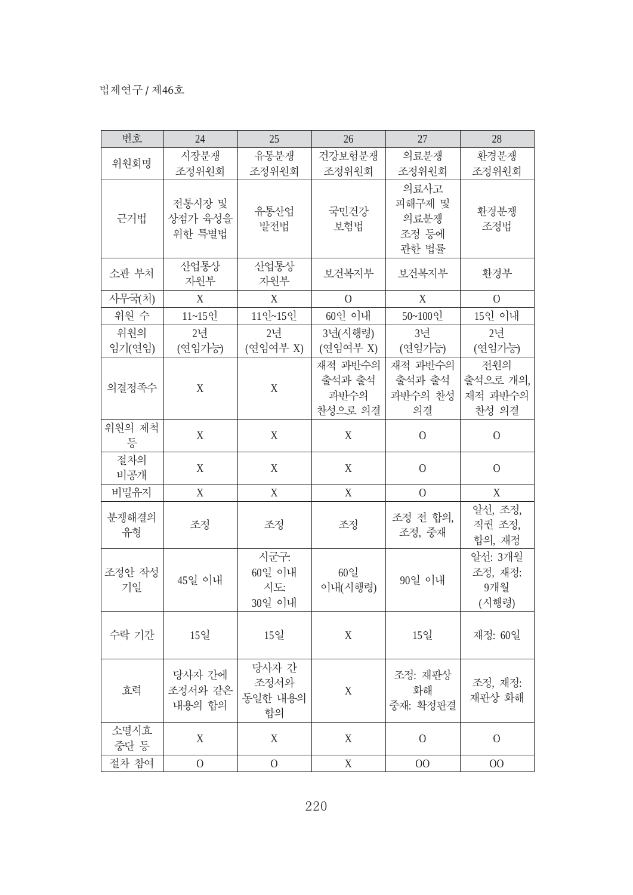| 번호 | 24 | 25 | 26 | 27 | 28 |
|---|---|---|---|---|---|
| 위원회명 | 시장분쟁 조정위원회 | 유통분쟁 조정위원회 | 건강보험분쟁 조정위원회 | 의료분쟁 조정위원회 | 환경분쟁 조정위원회 |
| 근거법 | 전통시장 및 상점가 육성을 위한 특별법 | 유통산업 발전법 | 국민건강 보험법 | 의료사고 피해구제 및 의료분쟁 조정 등에 관한 법률 | 환경분쟁 조정법 |
| 소관 부처 | 산업통상 자원부 | 산업통상 자원부 | 보건복지부 | 보건복지부 | 환경부 |
| 사무국(처) | X | X | O | X | O |
| 위원 수 | 11~15인 | 11인~15인 | 60인 이내 | 50~100인 | 15인 이내 |
| 위원의 임기(연임) | 2년 (연임가능) | 2년 (연임여부 X) | 3년(시행령) (연임여부 X) | 3년 (연임가능) | 2년 (연임가능) |
| 의결정족수 | X | X | 재적 과반수의 출석과 출석 과반수의 찬성으로 의결 | 재적 과반수의 출석과 출석 과반수의 찬성 의결 | 전원의 출석으로 개의, 재적 과반수의 찬성 의결 |
| 위원의 제척 등 | X | X | X | O | O |
| 절차의 비공개 | X | X | X | O | O |
| 비밀유지 | X | X | X | O | X |
| 분쟁해결의 유형 | 조정 | 조정 | 조정 | 조정 전 합의, 조정, 중재 | 알선, 조정, 직권 조정, 합의, 재정 |
| 조정안 작성 기일 | 45일 이내 | 시군구: 60일 이내 시도: 30일 이내 | 60일 이내(시행령) | 90일 이내 | 알선: 3개월 조정, 재정: 9개월 (시행령) |
| 수락 기간 | 15일 | 15일 | X | 15일 | 재정: 60일 |
| 효력 | 당사자 간에 조정서와 같은 내용의 합의 | 당사자 간 조정서와 동일한 내용의 합의 | X | 조정: 재판상 화해 중재: 확정판결 | 조정, 재정: 재판상 화해 |
| 소멸시효 중단 등 | X | X | X | O | O |
| 절차 참여 | O | O | X | OO | OO |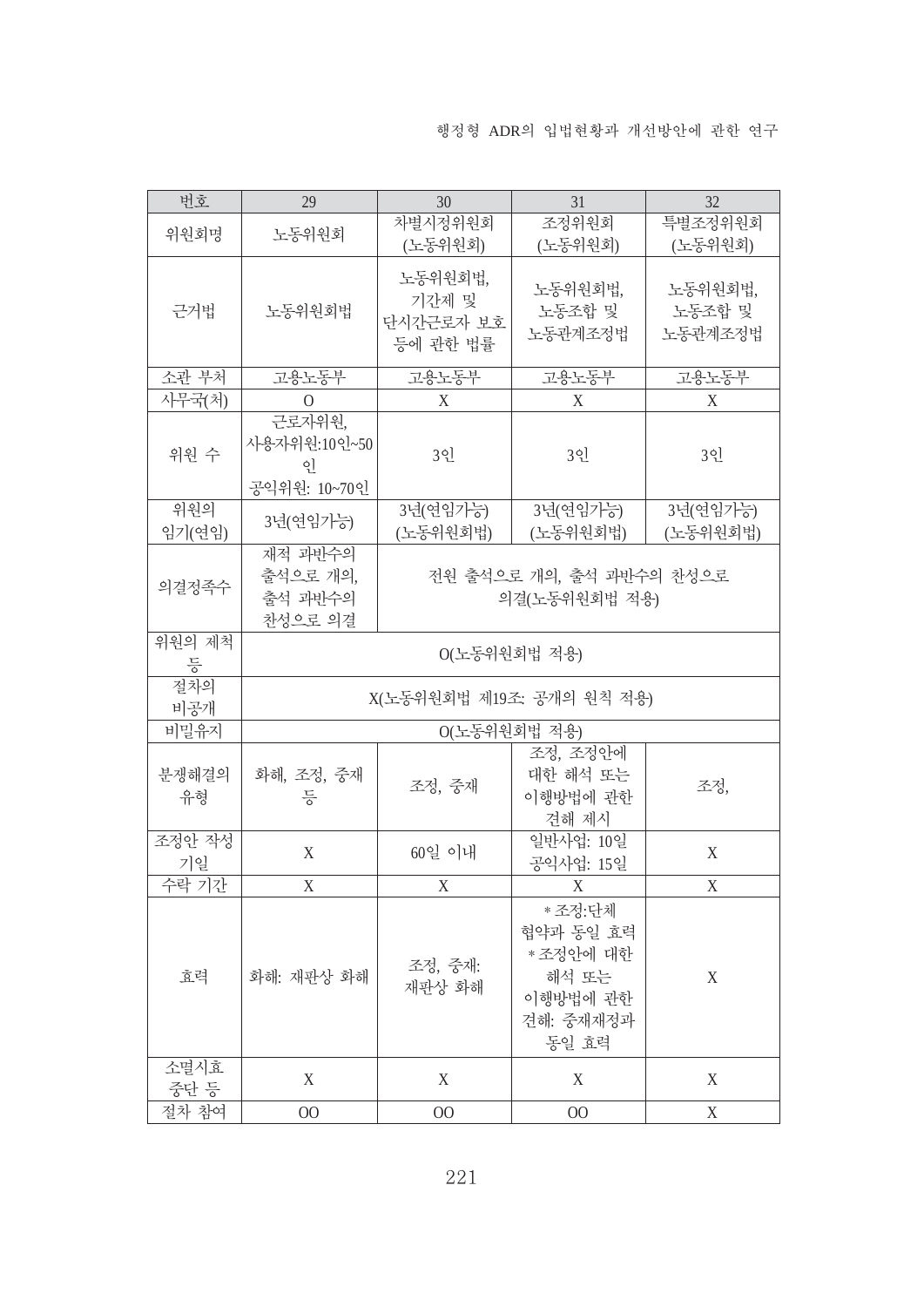| 번호 | 29 | 30 | 31 | 32 |
| --- | --- | --- | --- | --- |
| 위원회명 | 노동위원회 | 차별시정위원회 (노동위원회) | 조정위원회 (노동위원회) | 특별조정위원회 (노동위원회) |
| 근거법 | 노동위원회법 | 노동위원회법, 기간제 및 단시간근로자 보호 등에 관한 법률 | 노동위원회법, 노동조합 및 노동관계조정법 | 노동위원회법, 노동조합 및 노동관계조정법 |
| 소관 부처 | 고용노동부 | 고용노동부 | 고용노동부 | 고용노동부 |
| 사무국(처) | O | X | X | X |
| 위원 수 | 근로자위원, 사용자위원:10인~50인 공익위원: 10~70인 | 3인 | 3인 | 3인 |
| 위원의 임기(연임) | 3년(연임가능) | 3년(연임가능) (노동위원회법) | 3년(연임가능) (노동위원회법) | 3년(연임가능) (노동위원회법) |
| 의결정족수 | 재적 과반수의 출석으로 개의, 출석 과반수의 찬성으로 의결 | 전원 출석으로 개의, 출석 과반수의 찬성으로 의결(노동위원회법 적용) | | |
| 위원의 제척 등 | O(노동위원회법 적용) | | | |
| 절차의 비공개 | X(노동위원회법 제19조: 공개의 원칙 적용) | | | |
| 비밀유지 | O(노동위원회법 적용) | | | |
| 분쟁해결의 유형 | 화해, 조정, 중재 등 | 조정, 중재 | 조정, 조정안에 대한 해석 또는 이행방법에 관한 견해 제시 | 조정, |
| 조정안 작성 기일 | X | 60일 이내 | 일반사업: 10일 공익사업: 15일 | X |
| 수락 기간 | X | X | X | X |
| 효력 | 화해: 재판상 화해 | 조정, 중재: 재판상 화해 | * 조정:단체협약과 동일 효력 * 조정안에 대한 해석 또는 이행방법에 관한 견해: 중재재정과 동일 효력 | X |
| 소멸시효 중단 등 | X | X | X | X |
| 절차 참여 | OO | OO | OO | X |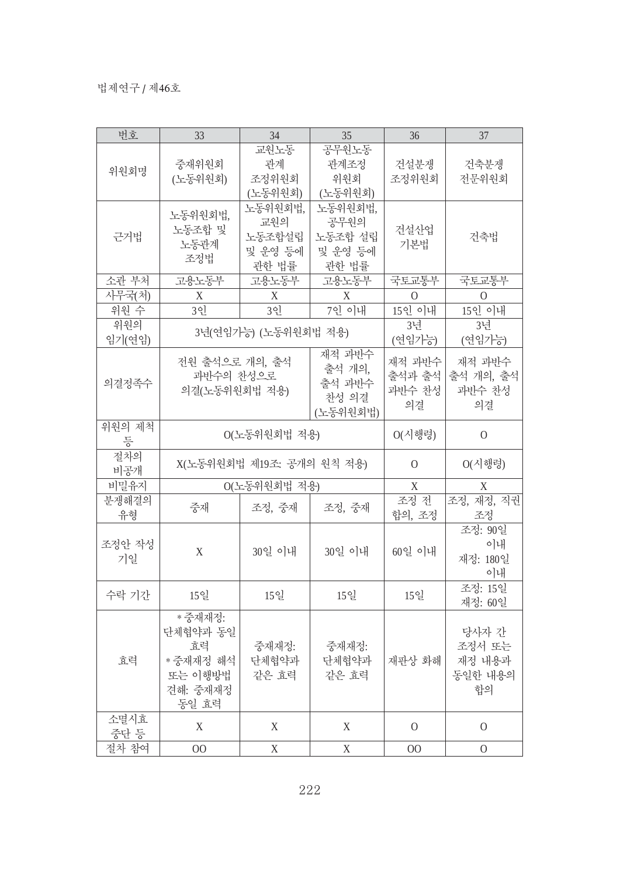| 번호 | 33 | 34 | 35 | 36 | 37 |
|---|---|---|---|---|---|
| 위원회명 | 중재위원회 (노동위원회) | 교원노동 관계 조정위원회 (노동위원회) | 공무원노동 관계조정 위원회 (노동위원회) | 건설분쟁 조정위원회 | 건축분쟁 전문위원회 |
| 근거법 | 노동위원회법, 노동조합 및 노동관계 조정법 | 노동위원회법, 교원의 노동조합설립 및 운영 등에 관한 법률 | 노동위원회법, 공무원의 노동조합 설립 및 운영 등에 관한 법률 | 건설산업 기본법 | 건축법 |
| 소관 부처 | 고용노동부 | 고용노동부 | 고용노동부 | 국토교통부 | 국토교통부 |
| 사무국(처) | X | X | X | O | O |
| 위원 수 | 3인 | 3인 | 7인 이내 | 15인 이내 | 15인 이내 |
| 위원의 임기(연임) | 3년(연임가능) (노동위원회법 적용) | | | 3년 (연임가능) | 3년 (연임가능) |
| 의결정족수 | 전원 출석으로 개의, 출석 과반수의 찬성으로 의결(노동위원회법 적용) | | 재적 과반수 출석 개의, 출석 과반수 찬성 의결 (노동위원회법) | 재적 과반수 출석과 출석 과반수 찬성 의결 | 재적 과반수 출석 개의, 출석 과반수 찬성 의결 |
| 위원의 제척 등 | O(노동위원회법 적용) | | | O(시행령) | O |
| 절차의 비공개 | X(노동위원회법 제19조: 공개의 원칙 적용) | | | O | O(시행령) |
| 비밀유지 | O(노동위원회법 적용) | | | X | X |
| 분쟁해결의 유형 | 중재 | 조정, 중재 | 조정, 중재 | 조정 전 합의, 조정 | 조정, 재정, 직권 조정 |
| 조정안 작성 기일 | X | 30일 이내 | 30일 이내 | 60일 이내 | 조정: 90일 이내<br>재정: 180일 이내 |
| 수락 기간 | 15일 | 15일 | 15일 | 15일 | 조정: 15일<br>재정: 60일 |
| 효력 | *중재재정: 단체협약과 동일 효력<br>*중재재정 해석 또는 이행방법 견해: 중재재정 동일 효력 | 중재재정: 단체협약과 같은 효력 | 중재재정: 단체협약과 같은 효력 | 재판상 화해 | 당사자 간 조정서 또는 재정 내용과 동일한 내용의 합의 |
| 소멸시효 중단 등 | X | X | X | O | O |
| 절차 참여 | OO | X | X | OO | O |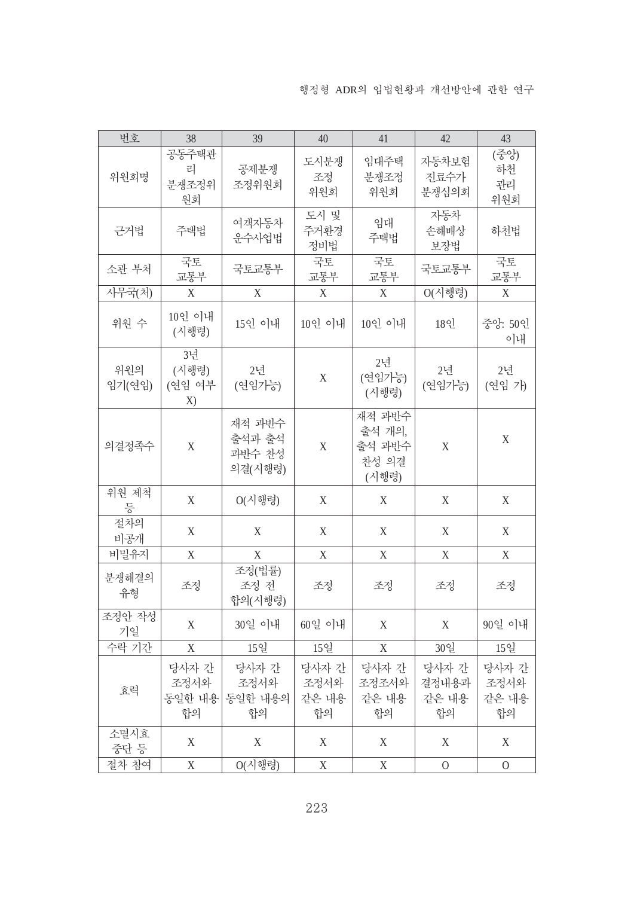| 번호 | 38 | 39 | 40 | 41 | 42 | 43 |
|---|---|---|---|---|---|---|
| 위원회명 | 공동주택관리 분쟁조정위원회 | 공제분쟁 조정위원회 | 도시분쟁 조정 위원회 | 임대주택 분쟁조정 위원회 | 자동차보험 진료수가 분쟁심의회 | (중앙) 하천 관리 위원회 |
| 근거법 | 주택법 | 여객자동차 운수사업법 | 도시 및 주거환경 정비법 | 임대 주택법 | 자동차 손해배상 보장법 | 하천법 |
| 소관 부처 | 국토 교통부 | 국토교통부 | 국토 교통부 | 국토 교통부 | 국토교통부 | 국토 교통부 |
| 사무국(처) | X | X | X | X | O(시행령) | X |
| 위원 수 | 10인 이내 (시행령) | 15인 이내 | 10인 이내 | 10인 이내 | 18인 | 중앙: 50인 이내 |
| 위원의 임기(연임) | 3년 (시행령) (연임 여부 X) | 2년 (연임가능) | X | 2년 (연임가능) (시행령) | 2년 (연임가능) | 2년 (연임 가) |
| 의결정족수 | X | 재적 과반수 출석과 출석 과반수 찬성 의결(시행령) | X | 재적 과반수 출석 개의, 출석 과반수 찬성 의결 (시행령) | X | X |
| 위원 제척 등 | X | O(시행령) | X | X | X | X |
| 절차의 비공개 | X | X | X | X | X | X |
| 비밀유지 | X | X | X | X | X | X |
| 분쟁해결의 유형 | 조정 | 조정(법률) 조정 전 합의(시행령) | 조정 | 조정 | 조정 | 조정 |
| 조정안 작성 기일 | X | 30일 이내 | 60일 이내 | X | X | 90일 이내 |
| 수락 기간 | X | 15일 | 15일 | X | 30일 | 15일 |
| 효력 | 당사자 간 조정서와 동일한 내용 합의 | 당사자 간 조정서와 동일한 내용의 합의 | 당사자 간 조정서와 같은 내용 합의 | 당사자 간 조정조서와 같은 내용 합의 | 당사자 간 결정내용과 같은 내용 합의 | 당사자 간 조정서와 같은 내용 합의 |
| 소멸시효 중단 등 | X | X | X | X | X | X |
| 절차 참여 | X | O(시행령) | X | X | O | O |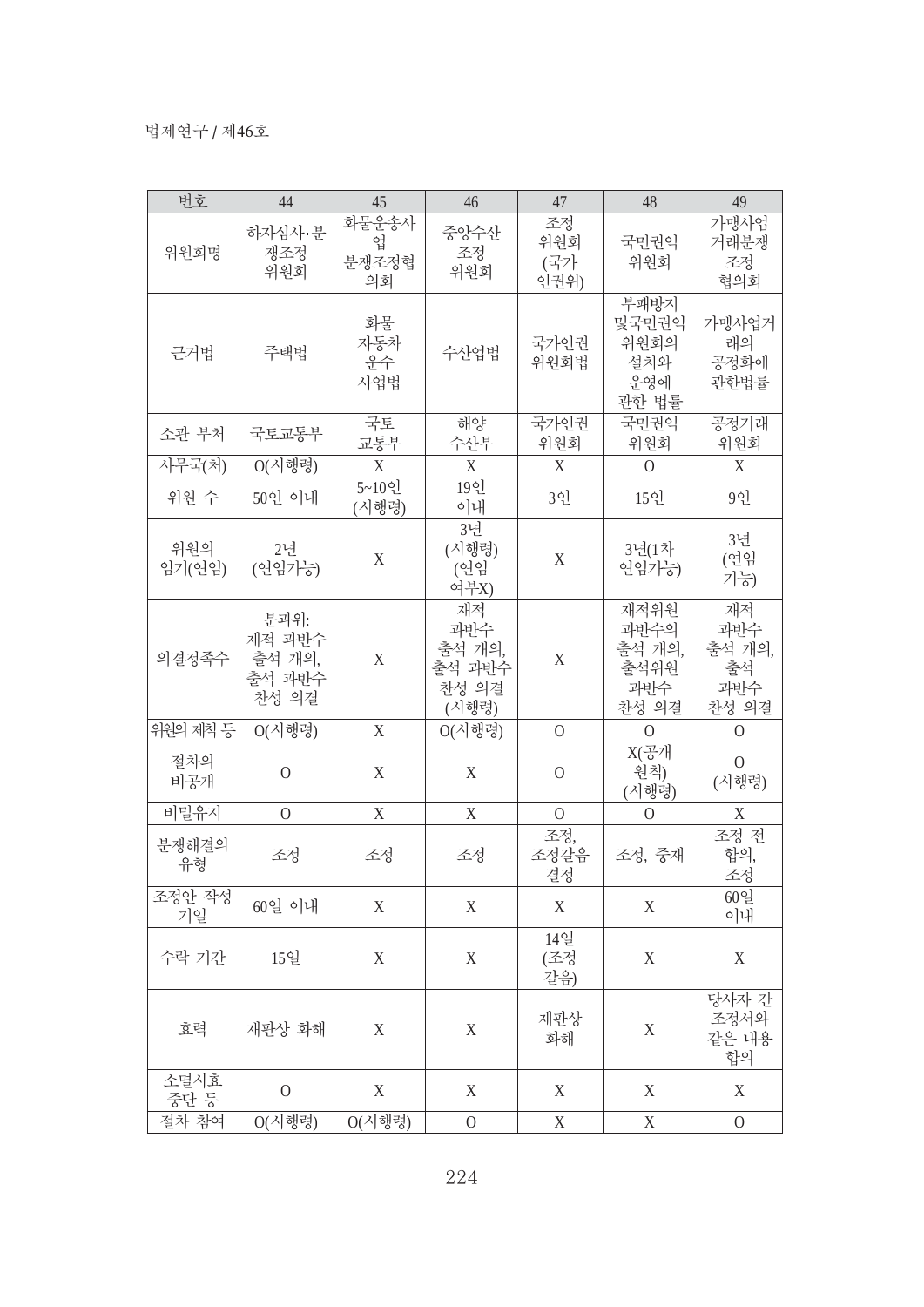| 번호 | 44 | 45 | 46 | 47 | 48 | 49 |
|---|---|---|---|---|---|---|
| 위원회명 | 하자심사·분쟁조정 위원회 | 화물운송사업 분쟁조정협의회 | 중앙수산 조정 위원회 | 조정 위원회 (국가 인권위) | 국민권익 위원회 | 가맹사업 거래분쟁 조정 협의회 |
| 근거법 | 주택법 | 화물 자동차 운수 사업법 | 수산업법 | 국가인권 위원회법 | 부패방지 및국민권익 위원회의 설치와 운영에 관한 법률 | 가맹사업거래의 공정화에 관한법률 |
| 소관 부처 | 국토교통부 | 국토 교통부 | 해양 수산부 | 국가인권 위원회 | 국민권익 위원회 | 공정거래 위원회 |
| 사무국(처) | O(시행령) | X | X | X | O | X |
| 위원 수 | 50인 이내 | 5~10인 (시행령) | 19인 이내 | 3인 | 15인 | 9인 |
| 위원의 임기(연임) | 2년 (연임가능) | X | 3년 (시행령) (연임 여부X) | X | 3년(1차 연임가능) | 3년 (연임 가능) |
| 의결정족수 | 분과위: 재적 과반수 출석 개의, 출석 과반수 찬성 의결 | X | 재적 과반수 출석 개의, 출석 과반수 찬성 의결 (시행령) | X | 재적위원 과반수의 출석 개의, 출석위원 과반수 찬성 의결 | 재적 과반수 출석 개의, 출석 과반수 찬성 의결 |
| 위원의 제척 등 | O(시행령) | X | O(시행령) | O | O | O |
| 절차의 비공개 | O | X | X | O | X(공개 원칙) (시행령) | O (시행령) |
| 비밀유지 | O | X | X | O | O | X |
| 분쟁해결의 유형 | 조정 | 조정 | 조정 | 조정, 조정갈음 결정 | 조정, 중재 | 조정 전 합의, 조정 |
| 조정안 작성 기일 | 60일 이내 | X | X | X | X | 60일 이내 |
| 수락 기간 | 15일 | X | X | 14일 (조정 갈음) | X | X |
| 효력 | 재판상 화해 | X | X | 재판상 화해 | X | 당사자 간 조정서와 같은 내용 합의 |
| 소멸시효 중단 등 | O | X | X | X | X | X |
| 절차 참여 | O(시행령) | O(시행령) | O | X | X | O |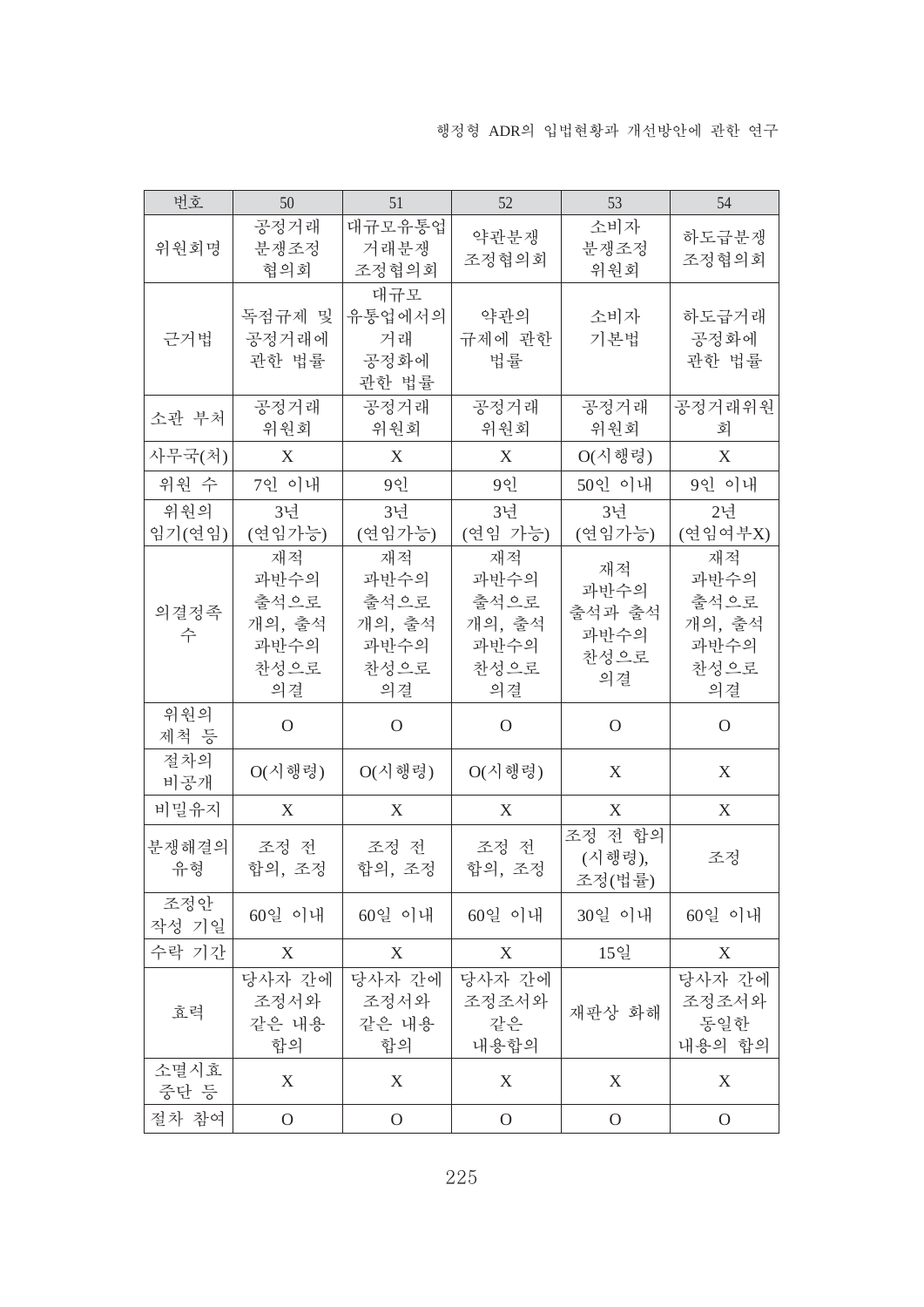| 번호 | 50 | 51 | 52 | 53 | 54 |
|---|---|---|---|---|---|
| 위원회명 | 공정거래 분쟁조정 협의회 | 대규모유통업 거래분쟁 조정협의회 | 약관분쟁 조정협의회 | 소비자 분쟁조정 위원회 | 하도급분쟁 조정협의회 |
| 근거법 | 독점규제 및 공정거래에 관한 법률 | 대규모 유통업에서의 거래 공정화에 관한 법률 | 약관의 규제에 관한 법률 | 소비자 기본법 | 하도급거래 공정화에 관한 법률 |
| 소관 부처 | 공정거래 위원회 | 공정거래 위원회 | 공정거래 위원회 | 공정거래 위원회 | 공정거래위원회 |
| 사무국(처) | X | X | X | O(시행령) | X |
| 위원 수 | 7인 이내 | 9인 | 9인 | 50인 이내 | 9인 이내 |
| 위원의 임기(연임) | 3년 (연임가능) | 3년 (연임가능) | 3년 (연임 가능) | 3년 (연임가능) | 2년 (연임여부X) |
| 의결정족수 | 재적 과반수의 출석으로 개의, 출석 과반수의 찬성으로 의결 | 재적 과반수의 출석으로 개의, 출석 과반수의 찬성으로 의결 | 재적 과반수의 출석으로 개의, 출석 과반수의 찬성으로 의결 | 재적 과반수의 출석과 출석 과반수의 찬성으로 의결 | 재적 과반수의 출석으로 개의, 출석 과반수의 찬성으로 의결 |
| 위원의 제척 등 | O | O | O | O | O |
| 절차의 비공개 | O(시행령) | O(시행령) | O(시행령) | X | X |
| 비밀유지 | X | X | X | X | X |
| 분쟁해결의 유형 | 조정 전 합의, 조정 | 조정 전 합의, 조정 | 조정 전 합의, 조정 | 조정 전 합의 (시행령), 조정(법률) | 조정 |
| 조정안 작성 기일 | 60일 이내 | 60일 이내 | 60일 이내 | 30일 이내 | 60일 이내 |
| 수락 기간 | X | X | X | 15일 | X |
| 효력 | 당사자 간에 조정서와 같은 내용 합의 | 당사자 간에 조정서와 같은 내용 합의 | 당사자 간에 조정조서와 같은 내용합의 | 재판상 화해 | 당사자 간에 조정조서와 동일한 내용의 합의 |
| 소멸시효 중단 등 | X | X | X | X | X |
| 절차 참여 | O | O | O | O | O |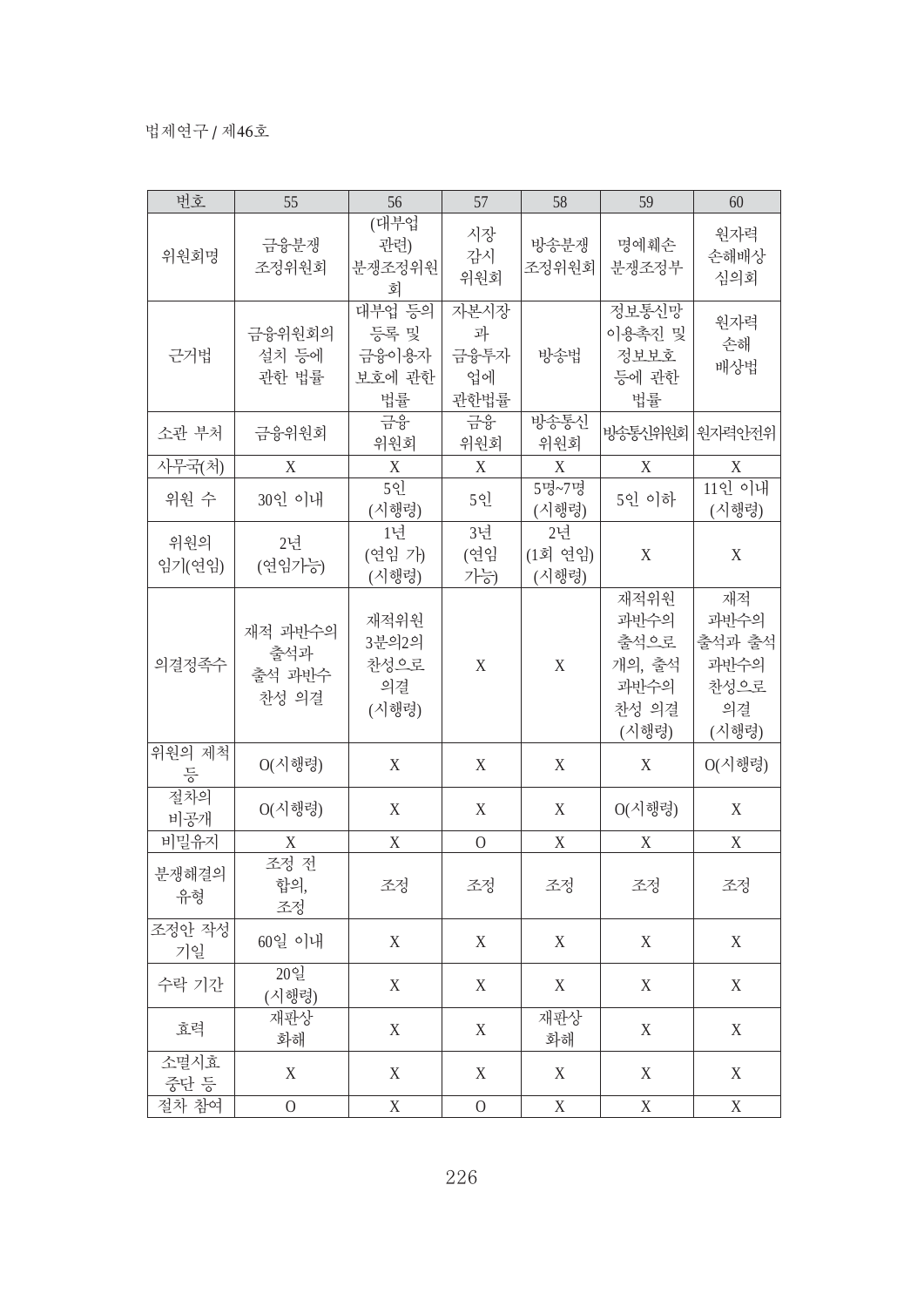| 번호 | 55 | 56 | 57 | 58 | 59 | 60 |
|---|---|---|---|---|---|---|
| 위원회명 | 금융분쟁 조정위원회 | (대부업 관련) 분쟁조정위원회 | 시장 감시 위원회 | 방송분쟁 조정위원회 | 명예훼손 분쟁조정부 | 원자력 손해배상 심의회 |
| 근거법 | 금융위원회의 설치 등에 관한 법률 | 대부업 등의 등록 및 금융이용자 보호에 관한 법률 | 자본시장과 금융투자업에 관한법률 | 방송법 | 정보통신망 이용촉진 및 정보보호 등에 관한 법률 | 원자력 손해 배상법 |
| 소관 부처 | 금융위원회 | 금융 위원회 | 금융 위원회 | 방송통신 위원회 | 방송통신위원회 | 원자력안전위 |
| 사무국(처) | X | X | X | X | X | X |
| 위원 수 | 30인 이내 | 5인 (시행령) | 5인 | 5명~7명 (시행령) | 5인 이하 | 11인 이내 (시행령) |
| 위원의 임기(연임) | 2년 (연임가능) | 1년 (연임 가) (시행령) | 3년 (연임 가능) | 2년 (1회 연임) (시행령) | X | X |
| 의결정족수 | 재적 과반수의 출석과 출석 과반수 찬성 의결 | 재적위원 3분의2의 찬성으로 의결 (시행령) | X | X | 재적위원 과반수의 출석으로 개의, 출석 과반수의 찬성 의결 (시행령) | 재적 과반수의 출석과 출석 과반수의 찬성으로 의결 (시행령) |
| 위원의 제척 등 | O(시행령) | X | X | X | X | O(시행령) |
| 절차의 비공개 | O(시행령) | X | X | X | O(시행령) | X |
| 비밀유지 | X | X | O | X | X | X |
| 분쟁해결의 유형 | 조정 전 합의, 조정 | 조정 | 조정 | 조정 | 조정 | 조정 |
| 조정안 작성 기일 | 60일 이내 | X | X | X | X | X |
| 수락 기간 | 20일 (시행령) | X | X | X | X | X |
| 효력 | 재판상 화해 | X | X | 재판상 화해 | X | X |
| 소멸시효 중단 등 | X | X | X | X | X | X |
| 절차 참여 | O | X | O | X | X | X |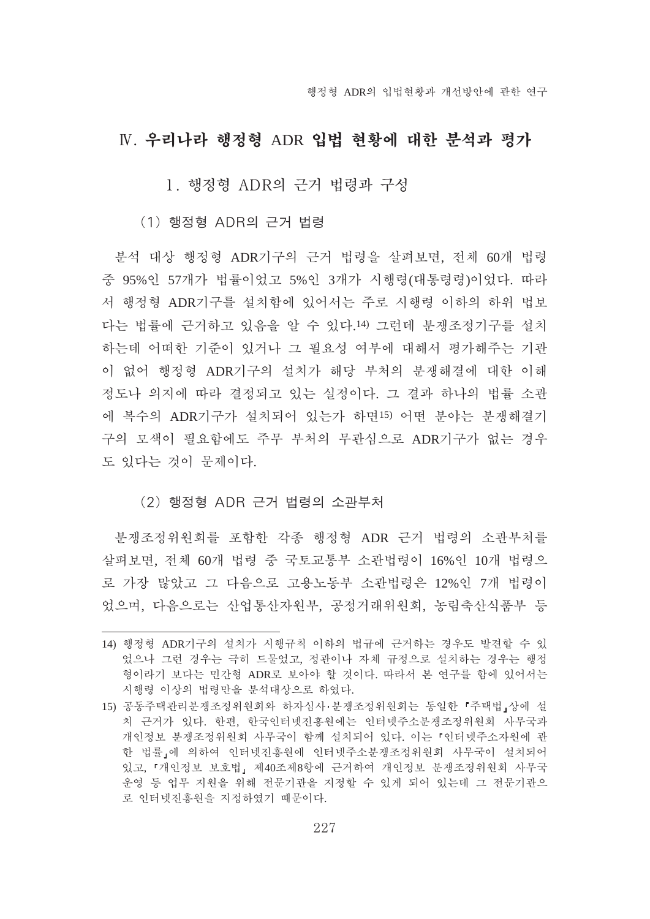## Ⅳ. 우리나라 행정형 ADR 입법 현황에 대한 분석과 평가

### 1. 행정형 ADR의 근거 법령과 구성

#### (1) 행정형 ADR의 근거 법령

분석 대상 행정형 ADR기구의 근거 법령을 살펴보면, 전체 60개 법령 중 95%인 57개가 법률이었고 5%인 3개가 시행령(대통령령)이었다. 따라서 행정형 ADR기구를 설치함에 있어서는 주로 시행령 이하의 하위 법보다는 법률에 근거하고 있음을 알 수 있다.[14] 그런데 분쟁조정기구를 설치하는데 어떠한 기준이 있거나 그 필요성 여부에 대해서 평가해주는 기관이 없어 행정형 ADR기구의 설치가 해당 부처의 분쟁해결에 대한 이해정도나 의지에 따라 결정되고 있는 실정이다. 그 결과 하나의 법률 소관에 복수의 ADR기구가 설치되어 있는가 하면[15] 어떤 분야는 분쟁해결기구의 모색이 필요함에도 주무 부처의 무관심으로 ADR기구가 없는 경우도 있다는 것이 문제이다.

#### (2) 행정형 ADR 근거 법령의 소관부처

분쟁조정위원회를 포함한 각종 행정형 ADR 근거 법령의 소관부처를 살펴보면, 전체 60개 법령 중 국토교통부 소관법령이 16%인 10개 법령으로 가장 많았고 그 다음으로 고용노동부 소관법령은 12%인 7개 법령이었으며, 다음으로는 산업통산자원부, 공정거래위원회, 농림축산식품부 등

---

14) 행정형 ADR기구의 설치가 시행규칙 이하의 법규에 근거하는 경우도 발견할 수 있었으나 그런 경우는 극히 드물었고, 정관이나 자체 규정으로 설치하는 경우는 행정형이라기 보다는 민간형 ADR로 보아야 할 것이다. 따라서 본 연구를 함에 있어서는 시행령 이상의 법령만을 분석대상으로 하였다.

15) 공동주택관리분쟁조정위원회와 하자심사·분쟁조정위원회는 동일한 「주택법」상에 설치 근거가 있다. 한편, 한국인터넷진흥원에는 인터넷주소분쟁조정위원회 사무국과 개인정보 분쟁조정위원회 사무국이 함께 설치되어 있다. 이는 「인터넷주소자원에 관한 법률」에 의하여 인터넷진흥원에 인터넷주소분쟁조정위원회 사무국이 설치되어 있고, 「개인정보 보호법」 제40조제8항에 근거하여 개인정보 분쟁조정위원회 사무국 운영 등 업무 지원을 위해 전문기관을 지정할 수 있게 되어 있는데 그 전문기관으로 인터넷진흥원을 지정하였기 때문이다.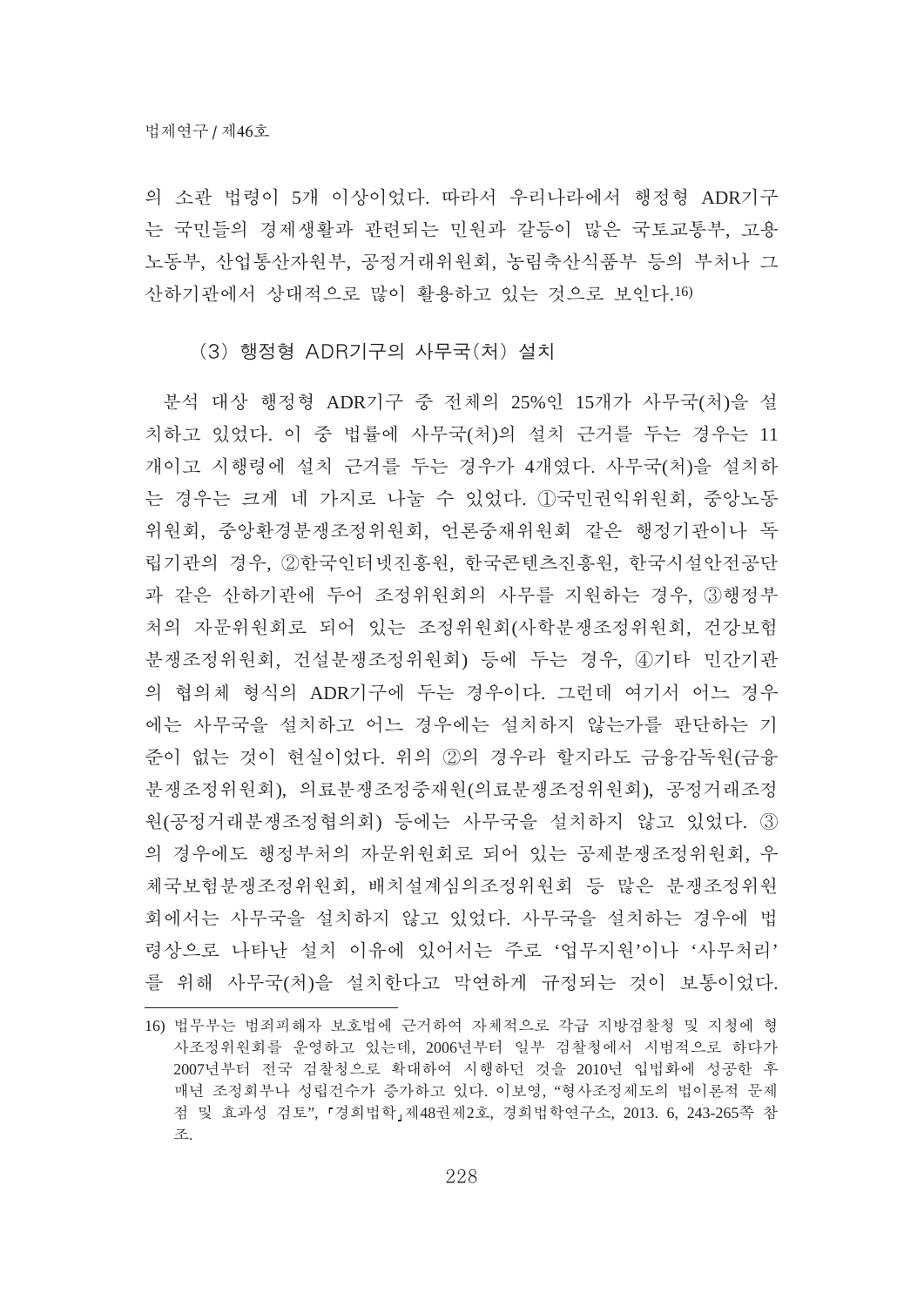의 소관 법령이 5개 이상이었다. 따라서 우리나라에서 행정형 ADR기구는 국민들의 경제생활과 관련되는 민원과 갈등이 많은 국토교통부, 고용노동부, 산업통산자원부, 공정거래위원회, 농림축산식품부 등의 부처나 그 산하기관에서 상대적으로 많이 활용하고 있는 것으로 보인다.[16]

### (3) 행정형 ADR기구의 사무국(처) 설치

분석 대상 행정형 ADR기구 중 전체의 25%인 15개가 사무국(처)을 설치하고 있었다. 이 중 법률에 사무국(처)의 설치 근거를 두는 경우는 11개이고 시행령에 설치 근거를 두는 경우가 4개였다. 사무국(처)을 설치하는 경우는 크게 네 가지로 나눌 수 있었다. ①국민권익위원회, 중앙노동위원회, 중앙환경분쟁조정위원회, 언론중재위원회 같은 행정기관이나 독립기관의 경우, ②한국인터넷진흥원, 한국콘텐츠진흥원, 한국시설안전공단과 같은 산하기관에 두어 조정위원회의 사무를 지원하는 경우, ③행정부처의 자문위원회로 되어 있는 조정위원회(사학분쟁조정위원회, 건강보험분쟁조정위원회, 건설분쟁조정위원회) 등에 두는 경우, ④기타 민간기관의 협의체 형식의 ADR기구에 두는 경우이다. 그런데 여기서 어느 경우에는 사무국을 설치하고 어느 경우에는 설치하지 않는가를 판단하는 기준이 없는 것이 현실이었다. 위의 ②의 경우라 할지라도 금융감독원(금융분쟁조정위원회), 의료분쟁조정중재원(의료분쟁조정위원회), 공정거래조정원(공정거래분쟁조정협의회) 등에는 사무국을 설치하지 않고 있었다. ③의 경우에도 행정부처의 자문위원회로 되어 있는 공제분쟁조정위원회, 우체국보험분쟁조정위원회, 배치설계심의조정위원회 등 많은 분쟁조정위원회에서는 사무국을 설치하지 않고 있었다. 사무국을 설치하는 경우에 법령상으로 나타난 설치 이유에 있어서는 주로 '업무지원'이나 '사무처리'를 위해 사무국(처)을 설치한다고 막연하게 규정되는 것이 보통이었다.

---

16) 법무부는 범죄피해자 보호법에 근거하여 자체적으로 각급 지방검찰청 및 지청에 형사조정위원회를 운영하고 있는데, 2006년부터 일부 검찰청에서 시범적으로 하다가 2007년부터 전국 검찰청으로 확대하여 시행하던 것을 2010년 입법화에 성공한 후 매년 조정회부나 성립건수가 증가하고 있다. 이보영, "형사조정제도의 법이론적 문제점 및 효과성 검토", 「경희법학」제48권제2호, 경희법학연구소, 2013. 6, 243-265쪽 참조.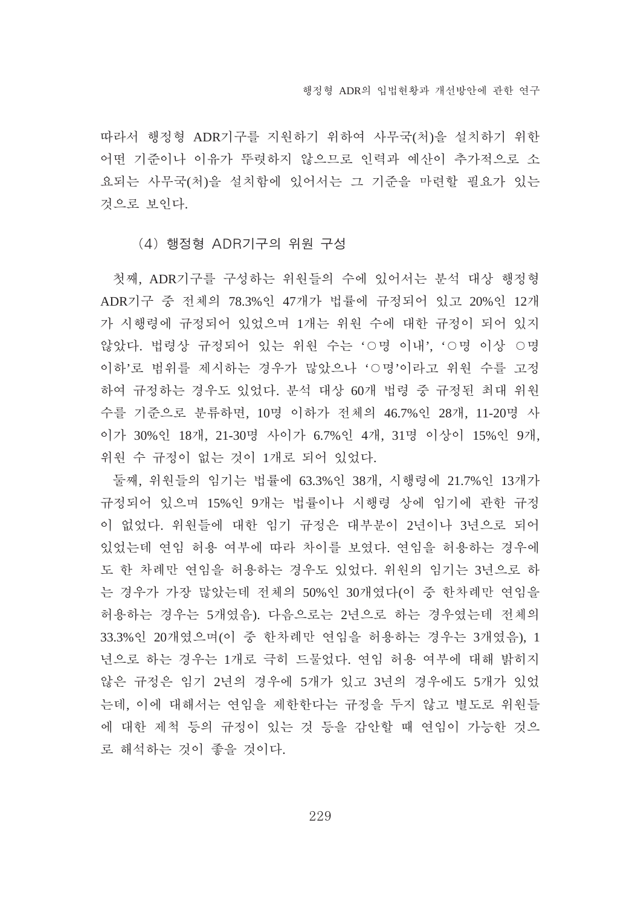따라서 행정형 ADR기구를 지원하기 위하여 사무국(처)을 설치하기 위한 어떤 기준이나 이유가 뚜렷하지 않으므로 인력과 예산이 추가적으로 소요되는 사무국(처)을 설치함에 있어서는 그 기준을 마련할 필요가 있는 것으로 보인다.

### (4) 행정형 ADR기구의 위원 구성

첫째, ADR기구를 구성하는 위원들의 수에 있어서는 분석 대상 행정형 ADR기구 중 전체의 78.3%인 47개가 법률에 규정되어 있고 20%인 12개가 시행령에 규정되어 있었으며 1개는 위원 수에 대한 규정이 되어 있지 않았다. 법령상 규정되어 있는 위원 수는 '○명 이내', '○명 이상 ○명 이하'로 범위를 제시하는 경우가 많았으나 '○명'이라고 위원 수를 고정하여 규정하는 경우도 있었다. 분석 대상 60개 법령 중 규정된 최대 위원 수를 기준으로 분류하면, 10명 이하가 전체의 46.7%인 28개, 11-20명 사이가 30%인 18개, 21-30명 사이가 6.7%인 4개, 31명 이상이 15%인 9개, 위원 수 규정이 없는 것이 1개로 되어 있었다.

둘째, 위원들의 임기는 법률에 63.3%인 38개, 시행령에 21.7%인 13개가 규정되어 있으며 15%인 9개는 법률이나 시행령 상에 임기에 관한 규정이 없었다. 위원들에 대한 임기 규정은 대부분이 2년이나 3년으로 되어 있었는데 연임 허용 여부에 따라 차이를 보였다. 연임을 허용하는 경우에도 한 차례만 연임을 허용하는 경우도 있었다. 위원의 임기는 3년으로 하는 경우가 가장 많았는데 전체의 50%인 30개였다(이 중 한차례만 연임을 허용하는 경우는 5개였음). 다음으로는 2년으로 하는 경우였는데 전체의 33.3%인 20개였으며(이 중 한차례만 연임을 허용하는 경우는 3개였음), 1년으로 하는 경우는 1개로 극히 드물었다. 연임 허용 여부에 대해 밝히지 않은 규정은 임기 2년의 경우에 5개가 있고 3년의 경우에도 5개가 있었는데, 이에 대해서는 연임을 제한한다는 규정을 두지 않고 별도로 위원들에 대한 제척 등의 규정이 있는 것 등을 감안할 때 연임이 가능한 것으로 해석하는 것이 좋을 것이다.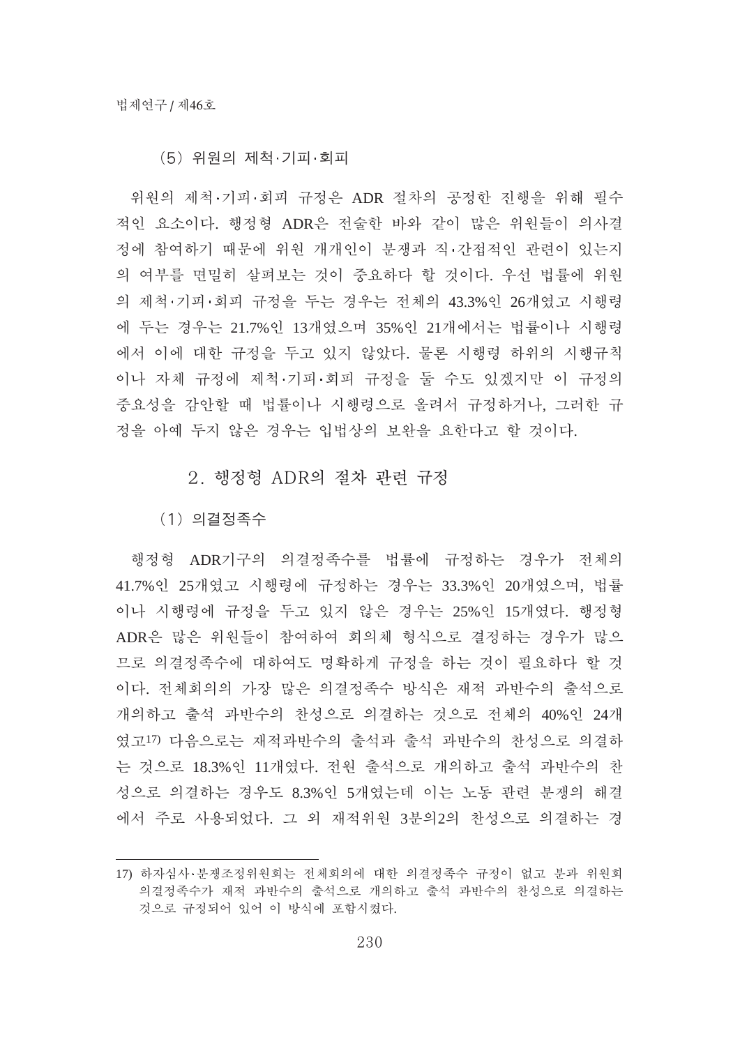(5) 위원의 제척·기피·회피

위원의 제척·기피·회피 규정은 ADR 절차의 공정한 진행을 위해 필수적인 요소이다. 행정형 ADR은 전술한 바와 같이 많은 위원들이 의사결정에 참여하기 때문에 위원 개개인이 분쟁과 직·간접적인 관련이 있는지의 여부를 면밀히 살펴보는 것이 중요하다 할 것이다. 우선 법률에 위원의 제척·기피·회피 규정을 두는 경우는 전체의 43.3%인 26개였고 시행령에 두는 경우는 21.7%인 13개였으며 35%인 21개에서는 법률이나 시행령에서 이에 대한 규정을 두고 있지 않았다. 물론 시행령 하위의 시행규칙이나 자체 규정에 제척·기피·회피 규정을 둘 수도 있겠지만 이 규정의 중요성을 감안할 때 법률이나 시행령으로 올려서 규정하거나, 그러한 규정을 아예 두지 않은 경우는 입법상의 보완을 요한다고 할 것이다.

## 2. 행정형 ADR의 절차 관련 규정

(1) 의결정족수

행정형 ADR기구의 의결정족수를 법률에 규정하는 경우가 전체의 41.7%인 25개였고 시행령에 규정하는 경우는 33.3%인 20개였으며, 법률이나 시행령에 규정을 두고 있지 않은 경우는 25%인 15개였다. 행정형 ADR은 많은 위원들이 참여하여 회의체 형식으로 결정하는 경우가 많으므로 의결정족수에 대하여도 명확하게 규정을 하는 것이 필요하다 할 것이다. 전체회의의 가장 많은 의결정족수 방식은 재적 과반수의 출석으로 개의하고 출석 과반수의 찬성으로 의결하는 것으로 전체의 40%인 24개였고[17] 다음으로는 재적과반수의 출석과 출석 과반수의 찬성으로 의결하는 것으로 18.3%인 11개였다. 전원 출석으로 개의하고 출석 과반수의 찬성으로 의결하는 경우도 8.3%인 5개였는데 이는 노동 관련 분쟁의 해결에서 주로 사용되었다. 그 외 재적위원 3분의2의 찬성으로 의결하는 경

---

17) 하자심사·분쟁조정위원회는 전체회의에 대한 의결정족수 규정이 없고 분과 위원회 의결정족수가 재적 과반수의 출석으로 개의하고 출석 과반수의 찬성으로 의결하는 것으로 규정되어 있어 이 방식에 포함시켰다.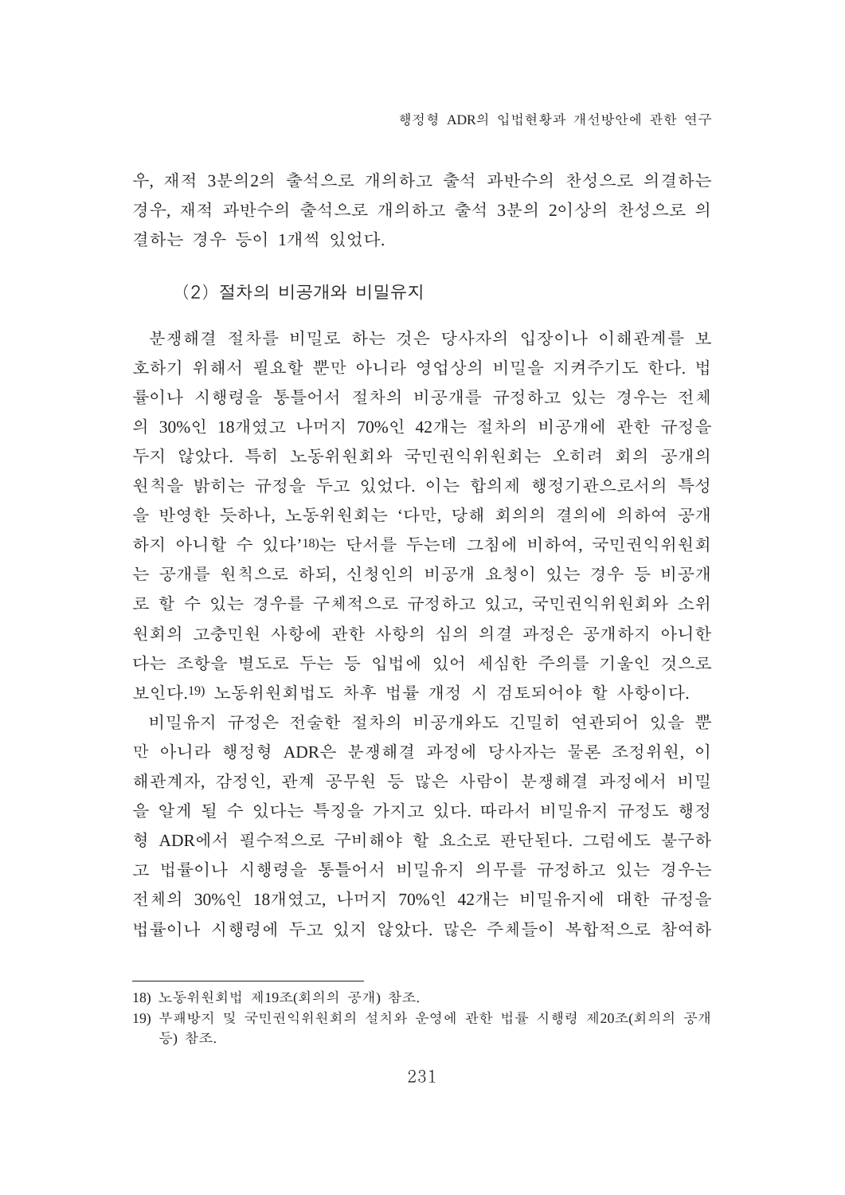우, 재적 3분의2의 출석으로 개의하고 출석 과반수의 찬성으로 의결하는 경우, 재적 과반수의 출석으로 개의하고 출석 3분의 2이상의 찬성으로 의결하는 경우 등이 1개씩 있었다.

### (2) 절차의 비공개와 비밀유지

분쟁해결 절차를 비밀로 하는 것은 당사자의 입장이나 이해관계를 보호하기 위해서 필요할 뿐만 아니라 영업상의 비밀을 지켜주기도 한다. 법률이나 시행령을 통틀어서 절차의 비공개를 규정하고 있는 경우는 전체의 30%인 18개였고 나머지 70%인 42개는 절차의 비공개에 관한 규정을 두지 않았다. 특히 노동위원회와 국민권익위원회는 오히려 회의 공개의 원칙을 밝히는 규정을 두고 있었다. 이는 합의제 행정기관으로서의 특성을 반영한 듯하나, 노동위원회는 '다만, 당해 회의의 결의에 의하여 공개하지 아니할 수 있다'[18]는 단서를 두는데 그침에 비하여, 국민권익위원회는 공개를 원칙으로 하되, 신청인의 비공개 요청이 있는 경우 등 비공개로 할 수 있는 경우를 구체적으로 규정하고 있고, 국민권익위원회와 소위원회의 고충민원 사항에 관한 사항의 심의 의결 과정은 공개하지 아니한다는 조항을 별도로 두는 등 입법에 있어 세심한 주의를 기울인 것으로 보인다.[19] 노동위원회법도 차후 법률 개정 시 검토되어야 할 사항이다.

비밀유지 규정은 전술한 절차의 비공개와도 긴밀히 연관되어 있을 뿐만 아니라 행정형 ADR은 분쟁해결 과정에 당사자는 물론 조정위원, 이해관계자, 감정인, 관계 공무원 등 많은 사람이 분쟁해결 과정에서 비밀을 알게 될 수 있다는 특징을 가지고 있다. 따라서 비밀유지 규정도 행정형 ADR에서 필수적으로 구비해야 할 요소로 판단된다. 그럼에도 불구하고 법률이나 시행령을 통틀어서 비밀유지 의무를 규정하고 있는 경우는 전체의 30%인 18개였고, 나머지 70%인 42개는 비밀유지에 대한 규정을 법률이나 시행령에 두고 있지 않았다. 많은 주체들이 복합적으로 참여하

---

18) 노동위원회법 제19조(회의의 공개) 참조.

19) 부패방지 및 국민권익위원회의 설치와 운영에 관한 법률 시행령 제20조(회의의 공개 등) 참조.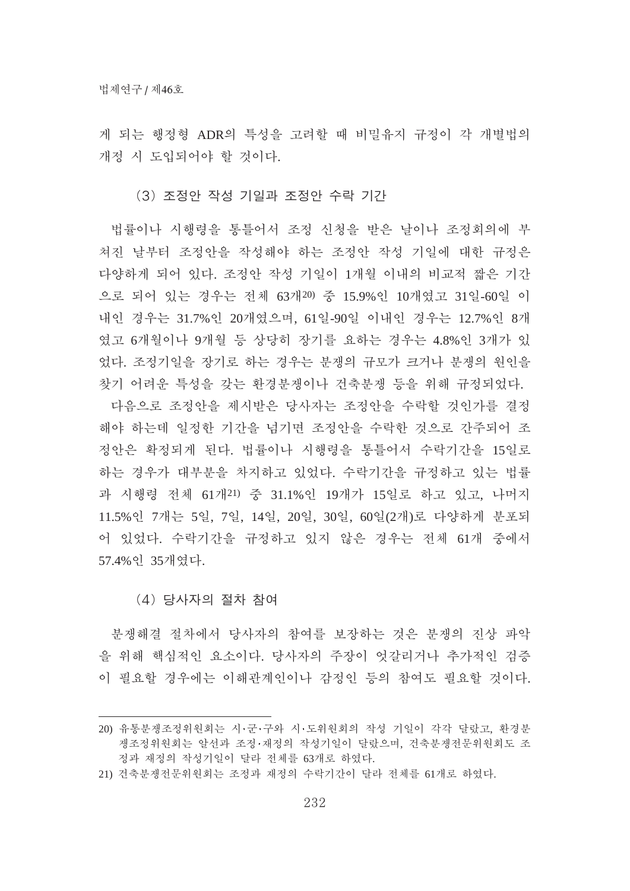게 되는 행정형 ADR의 특성을 고려할 때 비밀유지 규정이 각 개별법의 개정 시 도입되어야 할 것이다.

#### (3) 조정안 작성 기일과 조정안 수락 기간

법률이나 시행령을 통틀어서 조정 신청을 받은 날이나 조정회의에 부쳐진 날부터 조정안을 작성해야 하는 조정안 작성 기일에 대한 규정은 다양하게 되어 있다. 조정안 작성 기일이 1개월 이내의 비교적 짧은 기간으로 되어 있는 경우는 전체 63개[20] 중 15.9%인 10개였고 31일-60일 이내인 경우는 31.7%인 20개였으며, 61일-90일 이내인 경우는 12.7%인 8개였고 6개월이나 9개월 등 상당히 장기를 요하는 경우는 4.8%인 3개가 있었다. 조정기일을 장기로 하는 경우는 분쟁의 규모가 크거나 분쟁의 원인을 찾기 어려운 특성을 갖는 환경분쟁이나 건축분쟁 등을 위해 규정되었다.

다음으로 조정안을 제시받은 당사자는 조정안을 수락할 것인가를 결정해야 하는데 일정한 기간을 넘기면 조정안을 수락한 것으로 간주되어 조정안은 확정되게 된다. 법률이나 시행령을 통틀어서 수락기간을 15일로 하는 경우가 대부분을 차지하고 있었다. 수락기간을 규정하고 있는 법률과 시행령 전체 61개[21] 중 31.1%인 19개가 15일로 하고 있고, 나머지 11.5%인 7개는 5일, 7일, 14일, 20일, 30일, 60일(2개)로 다양하게 분포되어 있었다. 수락기간을 규정하고 있지 않은 경우는 전체 61개 중에서 57.4%인 35개였다.

#### (4) 당사자의 절차 참여

분쟁해결 절차에서 당사자의 참여를 보장하는 것은 분쟁의 진상 파악을 위해 핵심적인 요소이다. 당사자의 주장이 엇갈리거나 추가적인 검증이 필요할 경우에는 이해관계인이나 감정인 등의 참여도 필요할 것이다.

---

20) 유통분쟁조정위원회는 시·군·구와 시·도위원회의 작성 기일이 각각 달랐고, 환경분쟁조정위원회는 알선과 조정·재정의 작성기일이 달랐으며, 건축분쟁전문위원회도 조정과 재정의 작성기일이 달라 전체를 63개로 하였다.

21) 건축분쟁전문위원회는 조정과 재정의 수락기간이 달라 전체를 61개로 하였다.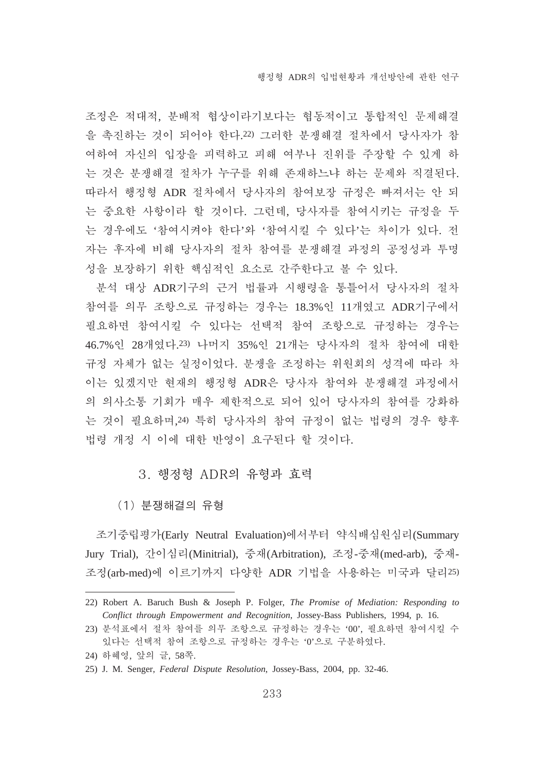조정은 적대적, 분배적 협상이라기보다는 협동적이고 통합적인 문제해결을 촉진하는 것이 되어야 한다.[22] 그러한 분쟁해결 절차에서 당사자가 참여하여 자신의 입장을 피력하고 피해 여부나 진위를 주장할 수 있게 하는 것은 분쟁해결 절차가 누구를 위해 존재하느냐 하는 문제와 직결된다. 따라서 행정형 ADR 절차에서 당사자의 참여보장 규정은 빠져서는 안 되는 중요한 사항이라 할 것이다. 그런데, 당사자를 참여시키는 규정을 두는 경우에도 '참여시켜야 한다'와 '참여시킬 수 있다'는 차이가 있다. 전자는 후자에 비해 당사자의 절차 참여를 분쟁해결 과정의 공정성과 투명성을 보장하기 위한 핵심적인 요소로 간주한다고 볼 수 있다.

분석 대상 ADR기구의 근거 법률과 시행령을 통틀어서 당사자의 절차 참여를 의무 조항으로 규정하는 경우는 18.3%인 11개였고 ADR기구에서 필요하면 참여시킬 수 있다는 선택적 참여 조항으로 규정하는 경우는 46.7%인 28개였다.[23] 나머지 35%인 21개는 당사자의 절차 참여에 대한 규정 자체가 없는 실정이었다. 분쟁을 조정하는 위원회의 성격에 따라 차이는 있겠지만 현재의 행정형 ADR은 당사자 참여와 분쟁해결 과정에서의 의사소통 기회가 매우 제한적으로 되어 있어 당사자의 참여를 강화하는 것이 필요하며,[24] 특히 당사자의 참여 규정이 없는 법령의 경우 향후 법령 개정 시 이에 대한 반영이 요구된다 할 것이다.

## 3. 행정형 ADR의 유형과 효력

### (1) 분쟁해결의 유형

조기중립평가(Early Neutral Evaluation)에서부터 약식배심원심리(Summary Jury Trial), 간이심리(Minitrial), 중재(Arbitration), 조정-중재(med-arb), 중재-조정(arb-med)에 이르기까지 다양한 ADR 기법을 사용하는 미국과 달리[25]

---

22) Robert A. Baruch Bush & Joseph P. Folger, *The Promise of Mediation: Responding to Conflict through Empowerment and Recognition*, Jossey-Bass Publishers, 1994, p. 16.

23) 분석표에서 절차 참여를 의무 조항으로 규정하는 경우는 '00', 필요하면 참여시킬 수 있다는 선택적 참여 조항으로 규정하는 경우는 '0'으로 구분하였다.

24) 하혜영, 앞의 글, 58쪽.

25) J. M. Senger, *Federal Dispute Resolution*, Jossey-Bass, 2004, pp. 32-46.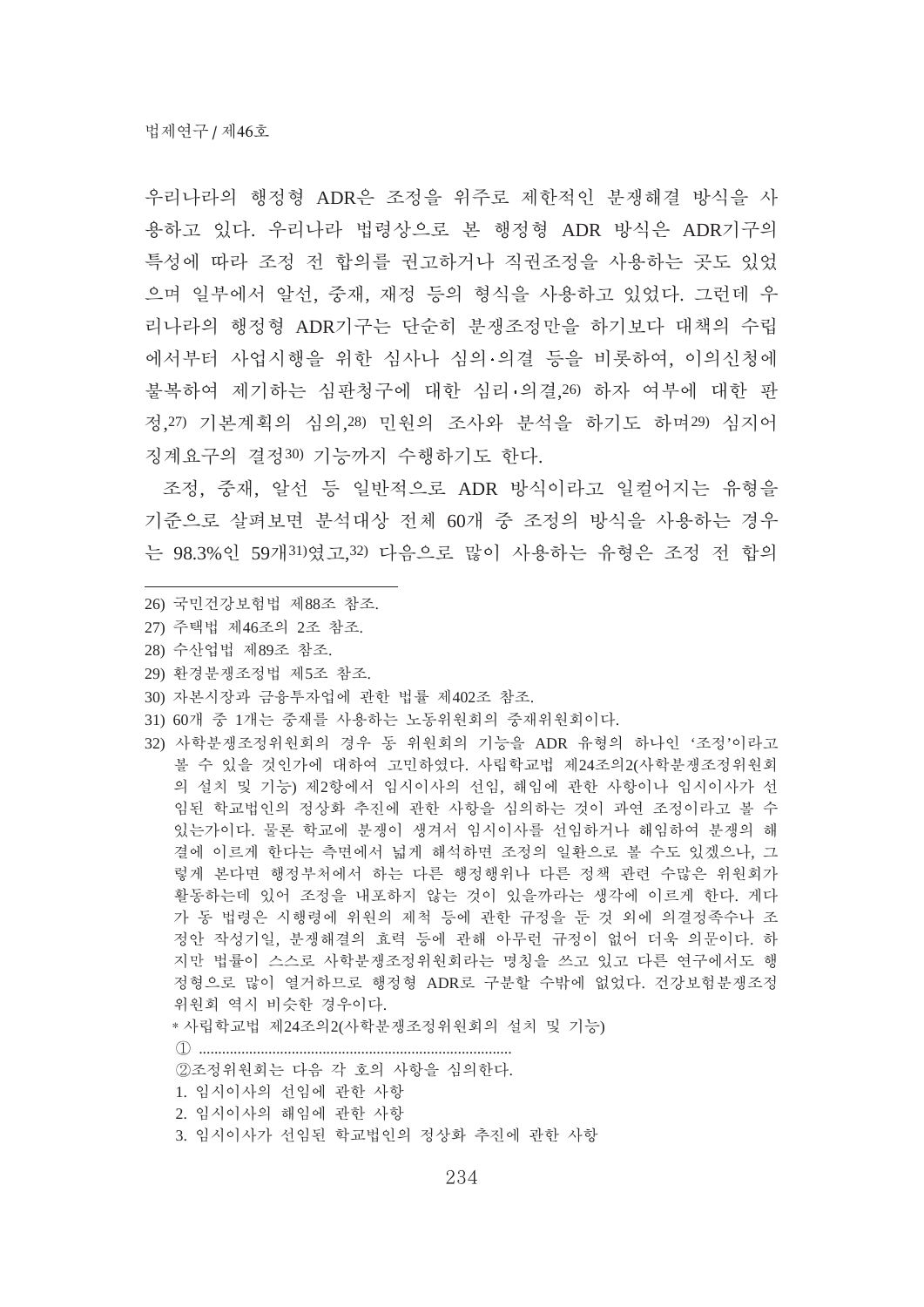우리나라의 행정형 ADR은 조정을 위주로 제한적인 분쟁해결 방식을 사용하고 있다. 우리나라 법령상으로 본 행정형 ADR 방식은 ADR기구의 특성에 따라 조정 전 합의를 권고하거나 직권조정을 사용하는 곳도 있었으며 일부에서 알선, 중재, 재정 등의 형식을 사용하고 있었다. 그런데 우리나라의 행정형 ADR기구는 단순히 분쟁조정만을 하기보다 대책의 수립에서부터 사업시행을 위한 심사나 심의·의결 등을 비롯하여, 이의신청에 불복하여 제기하는 심판청구에 대한 심리·의결,[26] 하자 여부에 대한 판정,[27] 기본계획의 심의,[28] 민원의 조사와 분석을 하기도 하며[29] 심지어 징계요구의 결정[30] 기능까지 수행하기도 한다.

조정, 중재, 알선 등 일반적으로 ADR 방식이라고 일컬어지는 유형을 기준으로 살펴보면 분석대상 전체 60개 중 조정의 방식을 사용하는 경우는 98.3%인 59개[31])였고,[32] 다음으로 많이 사용하는 유형은 조정 전 합의

---

26) 국민건강보험법 제88조 참조.

27) 주택법 제46조의 2조 참조.

28) 수산업법 제89조 참조.

29) 환경분쟁조정법 제5조 참조.

30) 자본시장과 금융투자업에 관한 법률 제402조 참조.

31) 60개 중 1개는 중재를 사용하는 노동위원회의 중재위원회이다.

32) 사학분쟁조정위원회의 경우 동 위원회의 기능을 ADR 유형의 하나인 '조정'이라고 볼 수 있을 것인가에 대하여 고민하였다. 사립학교법 제24조의2(사학분쟁조정위원회의 설치 및 기능) 제2항에서 임시이사의 선임, 해임에 관한 사항이나 임시이사가 선임된 학교법인의 정상화 추진에 관한 사항을 심의하는 것이 과연 조정이라고 볼 수 있는가이다. 물론 학교에 분쟁이 생겨서 임시이사를 선임하거나 해임하여 분쟁의 해결에 이르게 한다는 측면에서 넓게 해석하면 조정의 일환으로 볼 수도 있겠으나, 그렇게 본다면 행정부처에서 하는 다른 행정행위나 다른 정책 관련 수많은 위원회가 활동하는데 있어 조정을 내포하지 않는 것이 있을까라는 생각에 이르게 한다. 게다가 동 법령은 시행령에 위원의 제척 등에 관한 규정을 둔 것 외에 의결정족수나 조정안 작성기일, 분쟁해결의 효력 등에 관해 아무런 규정이 없어 더욱 의문이다. 하지만 법률이 스스로 사학분쟁조정위원회라는 명칭을 쓰고 있고 다른 연구에서도 행정형으로 많이 열거하므로 행정형 ADR로 구분할 수밖에 없었다. 건강보험분쟁조정위원회 역시 비슷한 경우이다.

\* 사립학교법 제24조의2(사학분쟁조정위원회의 설치 및 기능)

① ................................................................................

②조정위원회는 다음 각 호의 사항을 심의한다.

1. 임시이사의 선임에 관한 사항
2. 임시이사의 해임에 관한 사항
3. 임시이사가 선임된 학교법인의 정상화 추진에 관한 사항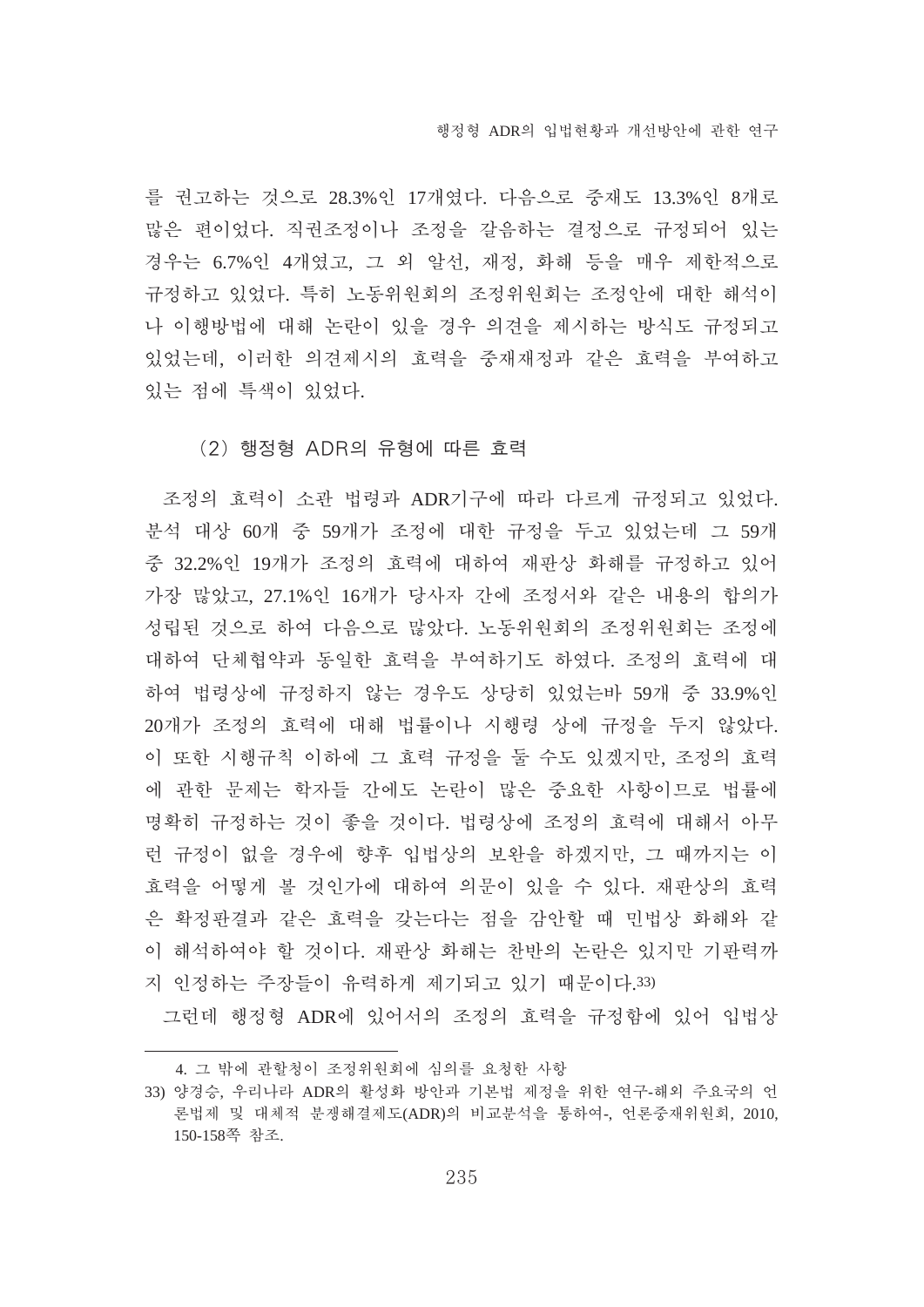를 권고하는 것으로 28.3%인 17개였다. 다음으로 중재도 13.3%인 8개로 많은 편이었다. 직권조정이나 조정을 갈음하는 결정으로 규정되어 있는 경우는 6.7%인 4개였고, 그 외 알선, 재정, 화해 등을 매우 제한적으로 규정하고 있었다. 특히 노동위원회의 조정위원회는 조정안에 대한 해석이나 이행방법에 대해 논란이 있을 경우 의견을 제시하는 방식도 규정되고 있었는데, 이러한 의견제시의 효력을 중재재정과 같은 효력을 부여하고 있는 점에 특색이 있었다.

### (2) 행정형 ADR의 유형에 따른 효력

조정의 효력이 소관 법령과 ADR기구에 따라 다르게 규정되고 있었다. 분석 대상 60개 중 59개가 조정에 대한 규정을 두고 있었는데 그 59개 중 32.2%인 19개가 조정의 효력에 대하여 재판상 화해를 규정하고 있어 가장 많았고, 27.1%인 16개가 당사자 간에 조정서와 같은 내용의 합의가 성립된 것으로 하여 다음으로 많았다. 노동위원회의 조정위원회는 조정에 대하여 단체협약과 동일한 효력을 부여하기도 하였다. 조정의 효력에 대하여 법령상에 규정하지 않는 경우도 상당히 있었는바 59개 중 33.9%인 20개가 조정의 효력에 대해 법률이나 시행령 상에 규정을 두지 않았다. 이 또한 시행규칙 이하에 그 효력 규정을 둘 수도 있겠지만, 조정의 효력에 관한 문제는 학자들 간에도 논란이 많은 중요한 사항이므로 법률에 명확히 규정하는 것이 좋을 것이다. 법령상에 조정의 효력에 대해서 아무런 규정이 없을 경우에 향후 입법상의 보완을 하겠지만, 그 때까지는 이 효력을 어떻게 볼 것인가에 대하여 의문이 있을 수 있다. 재판상의 효력은 확정판결과 같은 효력을 갖는다는 점을 감안할 때 민법상 화해와 같이 해석하여야 할 것이다. 재판상 화해는 찬반의 논란은 있지만 기판력까지 인정하는 주장들이 유력하게 제기되고 있기 때문이다.[33]

그런데 행정형 ADR에 있어서의 조정의 효력을 규정함에 있어 입법상

---

4. 그 밖에 관할청이 조정위원회에 심의를 요청한 사항

33) 양경승, 우리나라 ADR의 활성화 방안과 기본법 제정을 위한 연구-해외 주요국의 언론법제 및 대체적 분쟁해결제도(ADR)의 비교분석을 통하여-, 언론중재위원회, 2010, 150-158쪽 참조.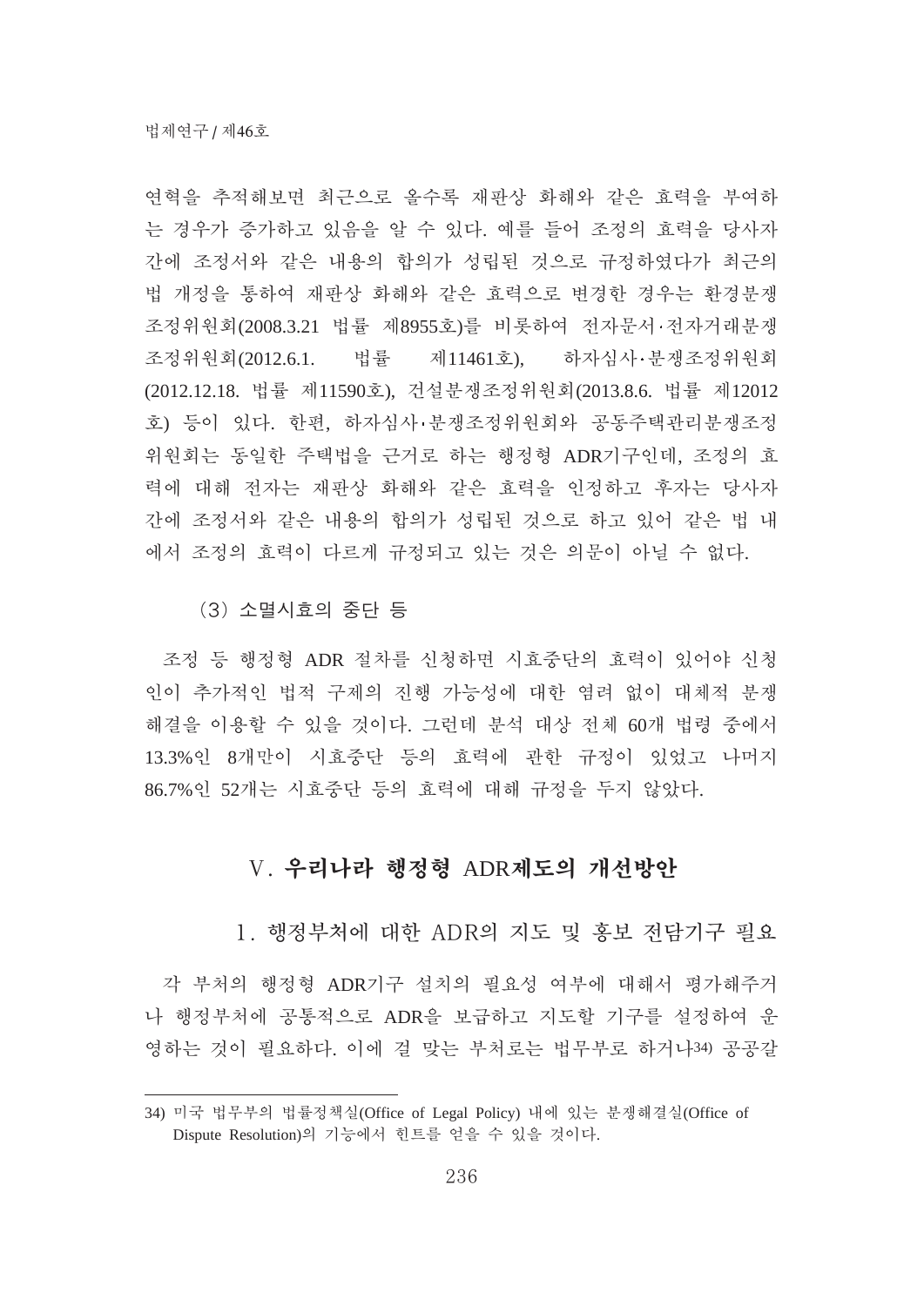연혁을 추적해보면 최근으로 올수록 재판상 화해와 같은 효력을 부여하는 경우가 증가하고 있음을 알 수 있다. 예를 들어 조정의 효력을 당사자 간에 조정서와 같은 내용의 합의가 성립된 것으로 규정하였다가 최근의 법 개정을 통하여 재판상 화해와 같은 효력으로 변경한 경우는 환경분쟁조정위원회(2008.3.21 법률 제8955호)를 비롯하여 전자문서·전자거래분쟁조정위원회(2012.6.1. 법률 제11461호), 하자심사·분쟁조정위원회(2012.12.18. 법률 제11590호), 건설분쟁조정위원회(2013.8.6. 법률 제12012호) 등이 있다. 한편, 하자심사·분쟁조정위원회와 공동주택관리분쟁조정위원회는 동일한 주택법을 근거로 하는 행정형 ADR기구인데, 조정의 효력에 대해 전자는 재판상 화해와 같은 효력을 인정하고 후자는 당사자 간에 조정서와 같은 내용의 합의가 성립된 것으로 하고 있어 같은 법 내에서 조정의 효력이 다르게 규정되고 있는 것은 의문이 아닐 수 없다.

#### (3) 소멸시효의 중단 등

조정 등 행정형 ADR 절차를 신청하면 시효중단의 효력이 있어야 신청인이 추가적인 법적 구제의 진행 가능성에 대한 염려 없이 대체적 분쟁해결을 이용할 수 있을 것이다. 그런데 분석 대상 전체 60개 법령 중에서 13.3%인 8개만이 시효중단 등의 효력에 관한 규정이 있었고 나머지 86.7%인 52개는 시효중단 등의 효력에 대해 규정을 두지 않았다.

## Ⅴ. 우리나라 행정형 ADR제도의 개선방안

### 1. 행정부처에 대한 ADR의 지도 및 홍보 전담기구 필요

각 부처의 행정형 ADR기구 설치의 필요성 여부에 대해서 평가해주거나 행정부처에 공통적으로 ADR을 보급하고 지도할 기구를 설정하여 운영하는 것이 필요하다. 이에 걸 맞는 부처로는 법무부로 하거나[34] 공공갈

---

34) 미국 법무부의 법률정책실(Office of Legal Policy) 내에 있는 분쟁해결실(Office of Dispute Resolution)의 기능에서 힌트를 얻을 수 있을 것이다.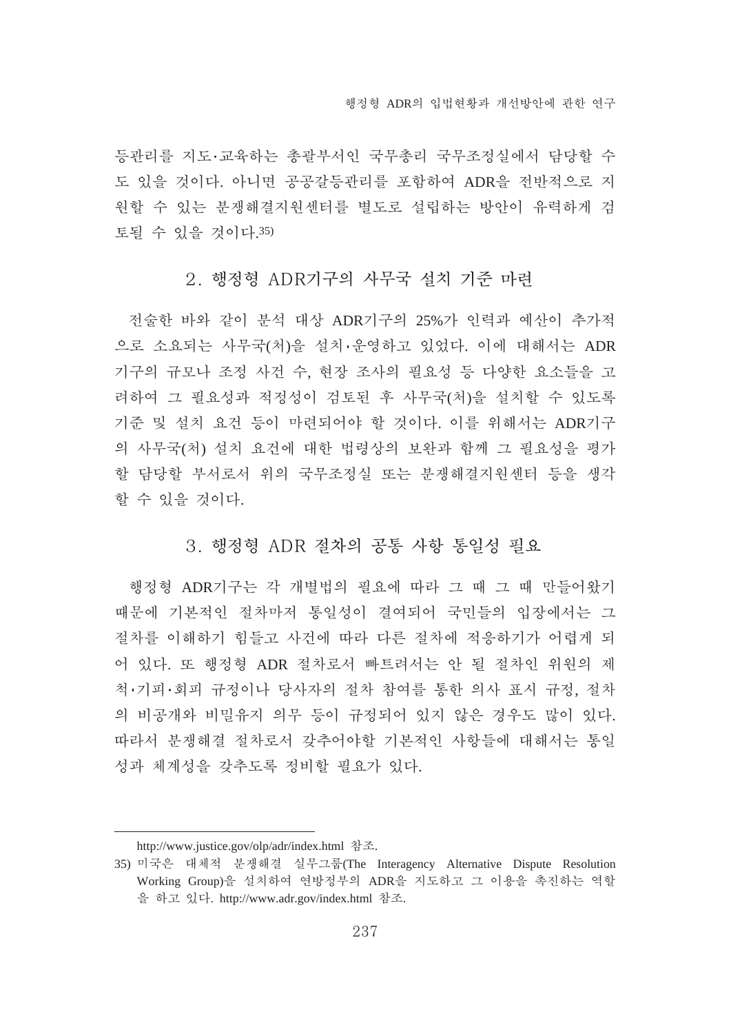등관리를 지도·교육하는 총괄부서인 국무총리 국무조정실에서 담당할 수도 있을 것이다. 아니면 공공갈등관리를 포함하여 ADR을 전반적으로 지원할 수 있는 분쟁해결지원센터를 별도로 설립하는 방안이 유력하게 검토될 수 있을 것이다.[35)]

## 2. 행정형 ADR기구의 사무국 설치 기준 마련

전술한 바와 같이 분석 대상 ADR기구의 25%가 인력과 예산이 추가적으로 소요되는 사무국(처)을 설치·운영하고 있었다. 이에 대해서는 ADR기구의 규모나 조정 사건 수, 현장 조사의 필요성 등 다양한 요소들을 고려하여 그 필요성과 적정성이 검토된 후 사무국(처)을 설치할 수 있도록 기준 및 설치 요건 등이 마련되어야 할 것이다. 이를 위해서는 ADR기구의 사무국(처) 설치 요건에 대한 법령상의 보완과 함께 그 필요성을 평가할 담당할 부서로서 위의 국무조정실 또는 분쟁해결지원센터 등을 생각할 수 있을 것이다.

## 3. 행정형 ADR 절차의 공통 사항 통일성 필요

행정형 ADR기구는 각 개별법의 필요에 따라 그 때 그 때 만들어왔기 때문에 기본적인 절차마저 통일성이 결여되어 국민들의 입장에서는 그 절차를 이해하기 힘들고 사건에 따라 다른 절차에 적응하기가 어렵게 되어 있다. 또 행정형 ADR 절차로서 빠트려서는 안 될 절차인 위원의 제척·기피·회피 규정이나 당사자의 절차 참여를 통한 의사 표시 규정, 절차의 비공개와 비밀유지 의무 등이 규정되어 있지 않은 경우도 많이 있다. 따라서 분쟁해결 절차로서 갖추어야할 기본적인 사항들에 대해서는 통일성과 체계성을 갖추도록 정비할 필요가 있다.

---

http://www.justice.gov/olp/adr/index.html 참조.

35) 미국은 대체적 분쟁해결 실무그룹(The Interagency Alternative Dispute Resolution Working Group)을 설치하여 연방정부의 ADR을 지도하고 그 이용을 촉진하는 역할을 하고 있다. http://www.adr.gov/index.html 참조.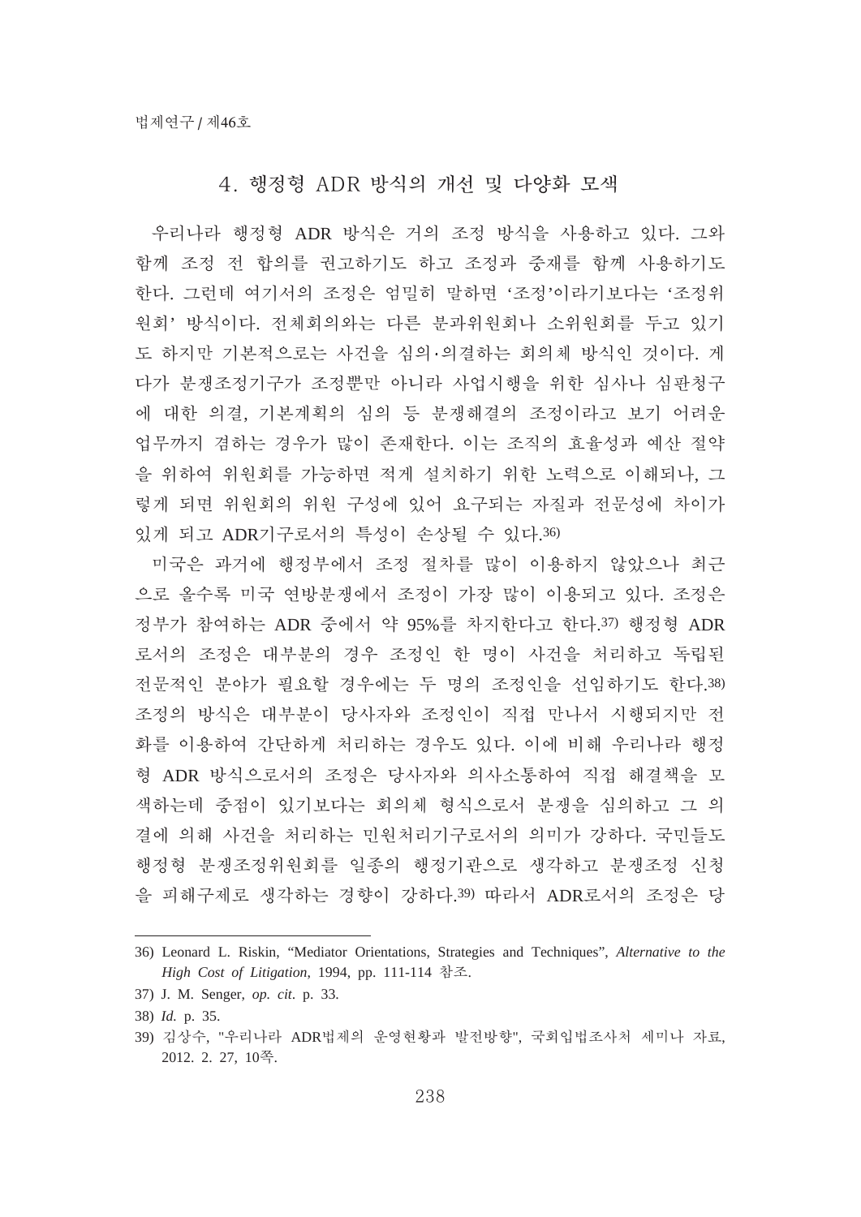## 4. 행정형 ADR 방식의 개선 및 다양화 모색

우리나라 행정형 ADR 방식은 거의 조정 방식을 사용하고 있다. 그와 함께 조정 전 합의를 권고하기도 하고 조정과 중재를 함께 사용하기도 한다. 그런데 여기서의 조정은 엄밀히 말하면 '조정'이라기보다는 '조정위원회' 방식이다. 전체회의와는 다른 분과위원회나 소위원회를 두고 있기도 하지만 기본적으로는 사건을 심의·의결하는 회의체 방식인 것이다. 게다가 분쟁조정기구가 조정뿐만 아니라 사업시행을 위한 심사나 심판청구에 대한 의결, 기본계획의 심의 등 분쟁해결의 조정이라고 보기 어려운 업무까지 겸하는 경우가 많이 존재한다. 이는 조직의 효율성과 예산 절약을 위하여 위원회를 가능하면 적게 설치하기 위한 노력으로 이해되나, 그렇게 되면 위원회의 위원 구성에 있어 요구되는 자질과 전문성에 차이가 있게 되고 ADR기구로서의 특성이 손상될 수 있다.[36]

미국은 과거에 행정부에서 조정 절차를 많이 이용하지 않았으나 최근으로 올수록 미국 연방분쟁에서 조정이 가장 많이 이용되고 있다. 조정은 정부가 참여하는 ADR 중에서 약 95%를 차지한다고 한다.[37] 행정형 ADR로서의 조정은 대부분의 경우 조정인 한 명이 사건을 처리하고 독립된 전문적인 분야가 필요할 경우에는 두 명의 조정인을 선임하기도 한다.[38] 조정의 방식은 대부분이 당사자와 조정인이 직접 만나서 시행되지만 전화를 이용하여 간단하게 처리하는 경우도 있다. 이에 비해 우리나라 행정형 ADR 방식으로서의 조정은 당사자와 의사소통하여 직접 해결책을 모색하는데 중점이 있기보다는 회의체 형식으로서 분쟁을 심의하고 그 의결에 의해 사건을 처리하는 민원처리기구로서의 의미가 강하다. 국민들도 행정형 분쟁조정위원회를 일종의 행정기관으로 생각하고 분쟁조정 신청을 피해구제로 생각하는 경향이 강하다.[39] 따라서 ADR로서의 조정은 당

---

36) Leonard L. Riskin, "Mediator Orientations, Strategies and Techniques", *Alternative to the High Cost of Litigation*, 1994, pp. 111-114 참조.

37) J. M. Senger, *op. cit*. p. 33.

38) *Id.* p. 35.

39) 김상수, "우리나라 ADR법제의 운영현황과 발전방향", 국회입법조사처 세미나 자료, 2012. 2. 27, 10쪽.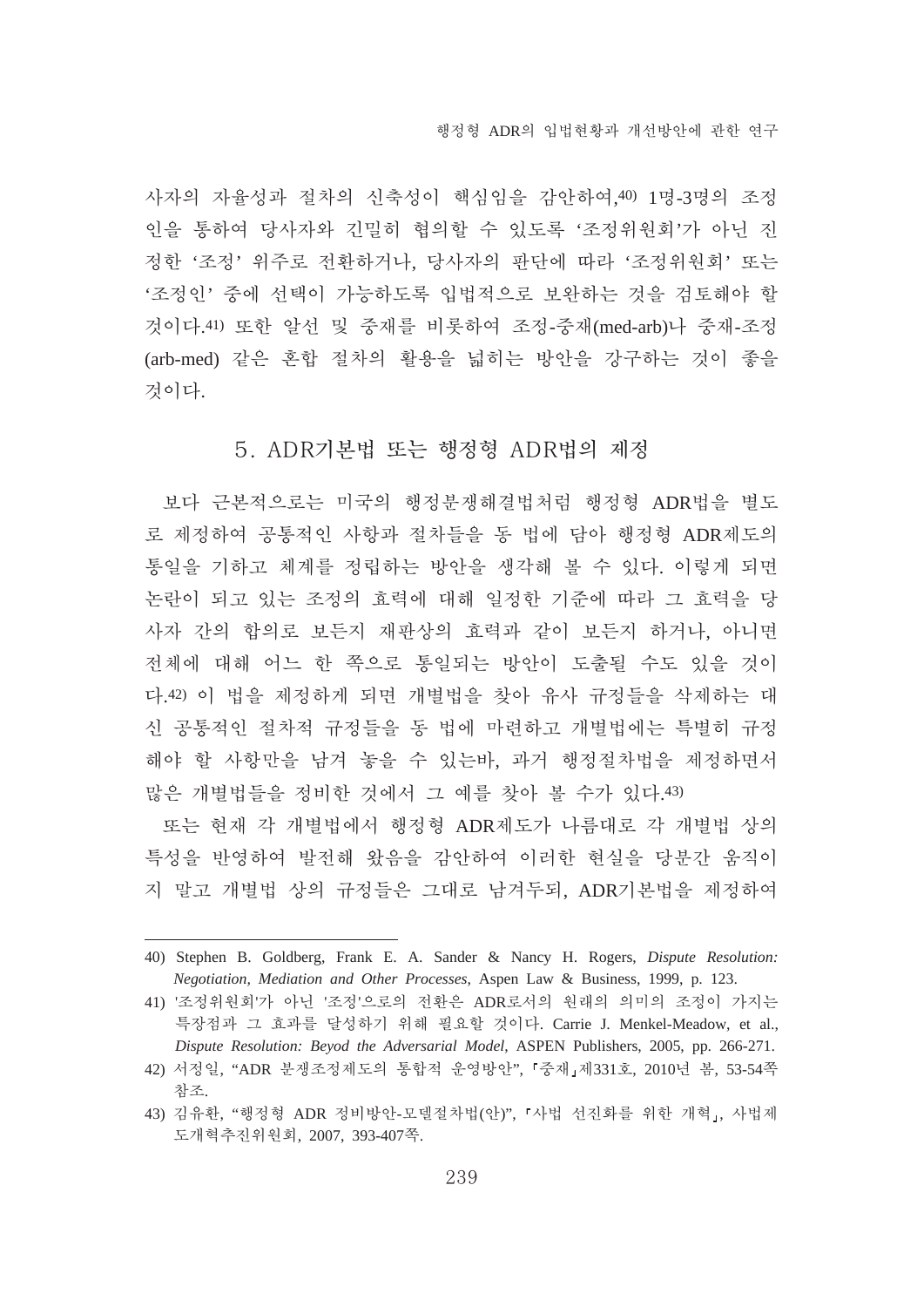사자의 자율성과 절차의 신축성이 핵심임을 감안하여,[40] 1명-3명의 조정인을 통하여 당사자와 긴밀히 협의할 수 있도록 '조정위원회'가 아닌 진정한 '조정' 위주로 전환하거나, 당사자의 판단에 따라 '조정위원회' 또는 '조정인' 중에 선택이 가능하도록 입법적으로 보완하는 것을 검토해야 할 것이다.[41] 또한 알선 및 중재를 비롯하여 조정-중재(med-arb)나 중재-조정(arb-med) 같은 혼합 절차의 활용을 넓히는 방안을 강구하는 것이 좋을 것이다.

## 5. ADR기본법 또는 행정형 ADR법의 제정

보다 근본적으로는 미국의 행정분쟁해결법처럼 행정형 ADR법을 별도로 제정하여 공통적인 사항과 절차들을 동 법에 담아 행정형 ADR제도의 통일을 기하고 체계를 정립하는 방안을 생각해 볼 수 있다. 이렇게 되면 논란이 되고 있는 조정의 효력에 대해 일정한 기준에 따라 그 효력을 당사자 간의 합의로 보든지 재판상의 효력과 같이 보든지 하거나, 아니면 전체에 대해 어느 한 쪽으로 통일되는 방안이 도출될 수도 있을 것이다.[42] 이 법을 제정하게 되면 개별법을 찾아 유사 규정들을 삭제하는 대신 공통적인 절차적 규정들을 동 법에 마련하고 개별법에는 특별히 규정해야 할 사항만을 남겨 놓을 수 있는바, 과거 행정절차법을 제정하면서 많은 개별법들을 정비한 것에서 그 예를 찾아 볼 수가 있다.[43]

또는 현재 각 개별법에서 행정형 ADR제도가 나름대로 각 개별법 상의 특성을 반영하여 발전해 왔음을 감안하여 이러한 현실을 당분간 움직이지 말고 개별법 상의 규정들은 그대로 남겨두되, ADR기본법을 제정하여

---

40) Stephen B. Goldberg, Frank E. A. Sander & Nancy H. Rogers, *Dispute Resolution: Negotiation, Mediation and Other Processes*, Aspen Law & Business, 1999, p. 123.

41) '조정위원회'가 아닌 '조정'으로의 전환은 ADR로서의 원래의 의미의 조정이 가지는 특장점과 그 효과를 달성하기 위해 필요할 것이다. Carrie J. Menkel-Meadow, et al., *Dispute Resolution: Beyod the Adversarial Model*, ASPEN Publishers, 2005, pp. 266-271.

42) 서정일, "ADR 분쟁조정제도의 통합적 운영방안", 「중재」제331호, 2010년 봄, 53-54쪽 참조.

43) 김유환, "행정형 ADR 정비방안-모델절차법(안)", 「사법 선진화를 위한 개혁」, 사법제도개혁추진위원회, 2007, 393-407쪽.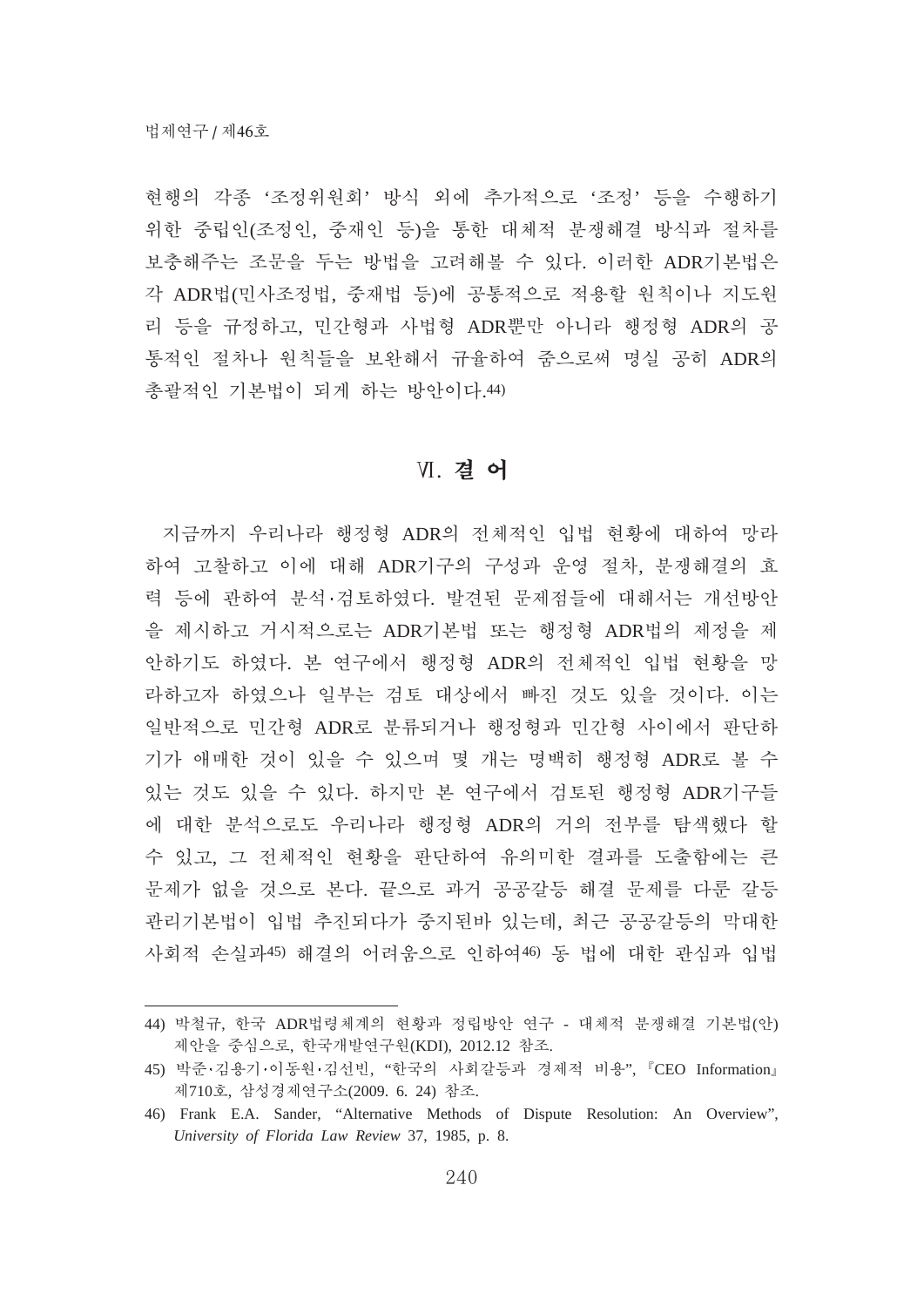현행의 각종 '조정위원회' 방식 외에 추가적으로 '조정' 등을 수행하기 위한 중립인(조정인, 중재인 등)을 통한 대체적 분쟁해결 방식과 절차를 보충해주는 조문을 두는 방법을 고려해볼 수 있다. 이러한 ADR기본법은 각 ADR법(민사조정법, 중재법 등)에 공통적으로 적용할 원칙이나 지도원리 등을 규정하고, 민간형과 사법형 ADR뿐만 아니라 행정형 ADR의 공통적인 절차나 원칙들을 보완해서 규율하여 줌으로써 명실 공히 ADR의 총괄적인 기본법이 되게 하는 방안이다.[44]

## Ⅵ. 결 어

지금까지 우리나라 행정형 ADR의 전체적인 입법 현황에 대하여 망라하여 고찰하고 이에 대해 ADR기구의 구성과 운영 절차, 분쟁해결의 효력 등에 관하여 분석·검토하였다. 발견된 문제점들에 대해서는 개선방안을 제시하고 거시적으로는 ADR기본법 또는 행정형 ADR법의 제정을 제안하기도 하였다. 본 연구에서 행정형 ADR의 전체적인 입법 현황을 망라하고자 하였으나 일부는 검토 대상에서 빠진 것도 있을 것이다. 이는 일반적으로 민간형 ADR로 분류되거나 행정형과 민간형 사이에서 판단하기가 애매한 것이 있을 수 있으며 몇 개는 명백히 행정형 ADR로 볼 수 있는 것도 있을 수 있다. 하지만 본 연구에서 검토된 행정형 ADR기구들에 대한 분석으로도 우리나라 행정형 ADR의 거의 전부를 탐색했다 할 수 있고, 그 전체적인 현황을 판단하여 유의미한 결과를 도출함에는 큰 문제가 없을 것으로 본다. 끝으로 과거 공공갈등 해결 문제를 다룬 갈등관리기본법이 입법 추진되다가 중지된바 있는데, 최근 공공갈등의 막대한 사회적 손실과[45] 해결의 어려움으로 인하여[46] 동 법에 대한 관심과 입법

---

44) 박철규, 한국 ADR법령체계의 현황과 정립방안 연구 - 대체적 분쟁해결 기본법(안) 제안을 중심으로, 한국개발연구원(KDI), 2012.12 참조.

45) 박준·김용기·이동원·김선빈, "한국의 사회갈등과 경제적 비용", 『CEO Information』 제710호, 삼성경제연구소(2009. 6. 24) 참조.

46) Frank E.A. Sander, "Alternative Methods of Dispute Resolution: An Overview", *University of Florida Law Review* 37, 1985, p. 8.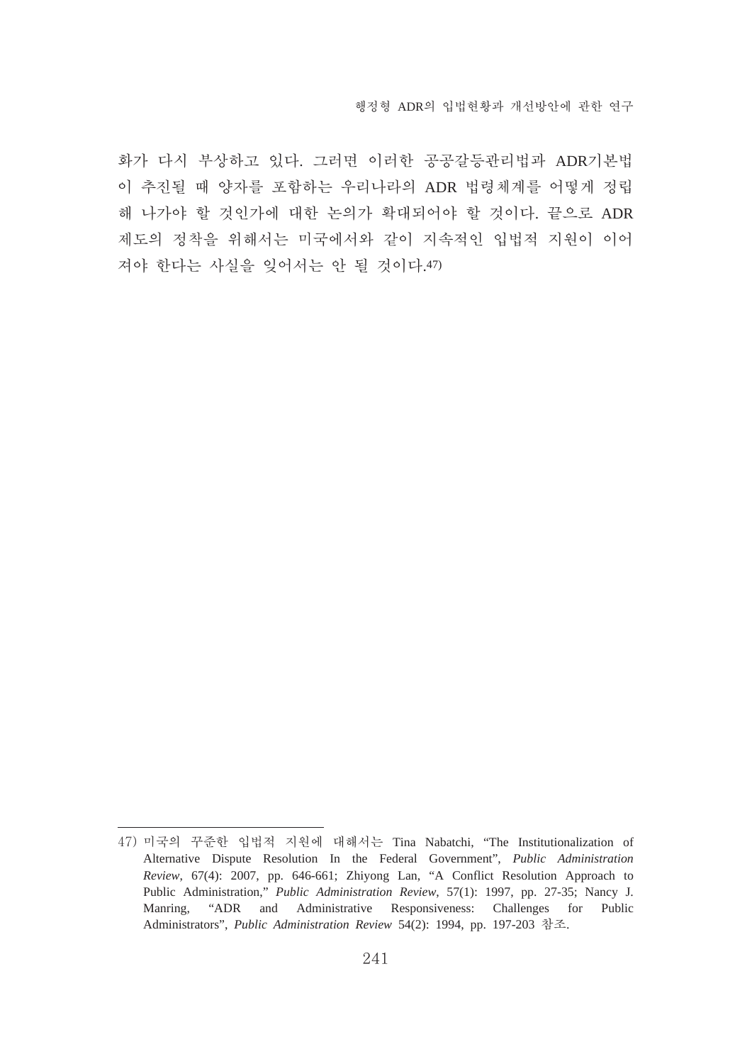화가 다시 부상하고 있다. 그러면 이러한 공공갈등관리법과 ADR기본법이 추진될 때 양자를 포함하는 우리나라의 ADR 법령체계를 어떻게 정립해 나가야 할 것인가에 대한 논의가 확대되어야 할 것이다. 끝으로 ADR 제도의 정착을 위해서는 미국에서와 같이 지속적인 입법적 지원이 이어져야 한다는 사실을 잊어서는 안 될 것이다.[47]

---

47) 미국의 꾸준한 입법적 지원에 대해서는 Tina Nabatchi, "The Institutionalization of Alternative Dispute Resolution In the Federal Government", *Public Administration Review*, 67(4): 2007, pp. 646-661; Zhiyong Lan, "A Conflict Resolution Approach to Public Administration," *Public Administration Review*, 57(1): 1997, pp. 27-35; Nancy J. Manring, "ADR and Administrative Responsiveness: Challenges for Public Administrators", *Public Administration Review* 54(2): 1994, pp. 197-203 참조.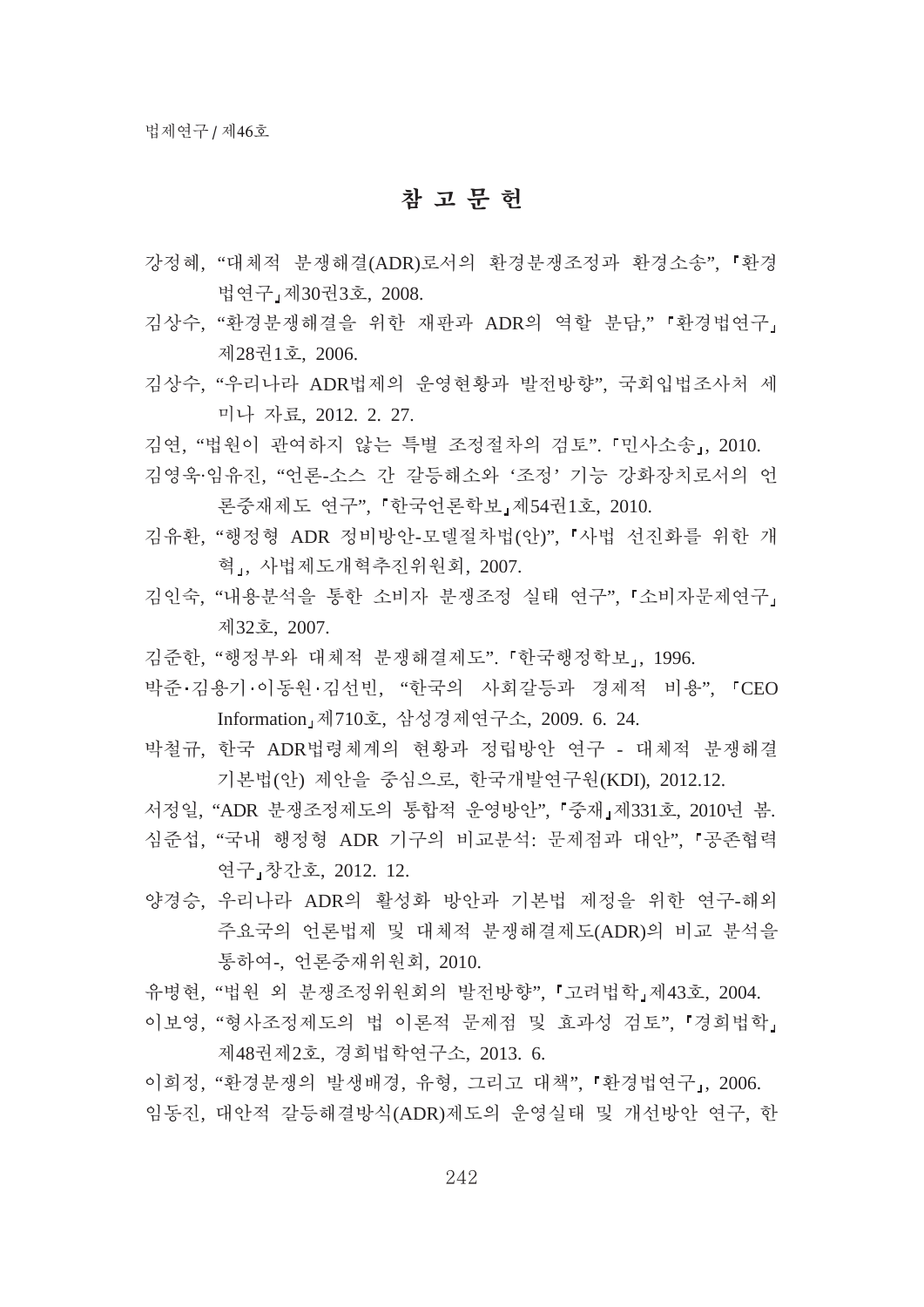# 참 고 문 헌

강정혜, "대체적 분쟁해결(ADR)로서의 환경분쟁조정과 환경소송", 『환경법연구』제30권3호, 2008.

김상수, "환경분쟁해결을 위한 재판과 ADR의 역할 분담," 『환경법연구』제28권1호, 2006.

김상수, "우리나라 ADR법제의 운영현황과 발전방향", 국회입법조사처 세미나 자료, 2012. 2. 27.

김연, "법원이 관여하지 않는 특별 조정절차의 검토". 「민사소송」, 2010.

김영욱·임유진, "언론-소스 간 갈등해소와 '조정' 기능 강화장치로서의 언론중재제도 연구", 『한국언론학보』제54권1호, 2010.

김유환, "행정형 ADR 정비방안-모델절차법(안)", 『사법 선진화를 위한 개혁』, 사법제도개혁추진위원회, 2007.

김인숙, "내용분석을 통한 소비자 분쟁조정 실태 연구", 『소비자문제연구』제32호, 2007.

김준한, "행정부와 대체적 분쟁해결제도". 「한국행정학보」, 1996.

박준·김용기·이동원·김선빈, "한국의 사회갈등과 경제적 비용", 「CEO Information」제710호, 삼성경제연구소, 2009. 6. 24.

박철규, 한국 ADR법령체계의 현황과 정립방안 연구 - 대체적 분쟁해결 기본법(안) 제안을 중심으로, 한국개발연구원(KDI), 2012.12.

서정일, "ADR 분쟁조정제도의 통합적 운영방안", 『중재』제331호, 2010년 봄.

심준섭, "국내 행정형 ADR 기구의 비교분석: 문제점과 대안", 『공존협력연구』창간호, 2012. 12.

양경승, 우리나라 ADR의 활성화 방안과 기본법 제정을 위한 연구-해외 주요국의 언론법제 및 대체적 분쟁해결제도(ADR)의 비교 분석을 통하여-, 언론중재위원회, 2010.

유병현, "법원 외 분쟁조정위원회의 발전방향", 『고려법학』제43호, 2004.

이보영, "형사조정제도의 법 이론적 문제점 및 효과성 검토", 『경희법학』제48권제2호, 경희법학연구소, 2013. 6.

이희정, "환경분쟁의 발생배경, 유형, 그리고 대책", 『환경법연구』, 2006.

임동진, 대안적 갈등해결방식(ADR)제도의 운영실태 및 개선방안 연구, 한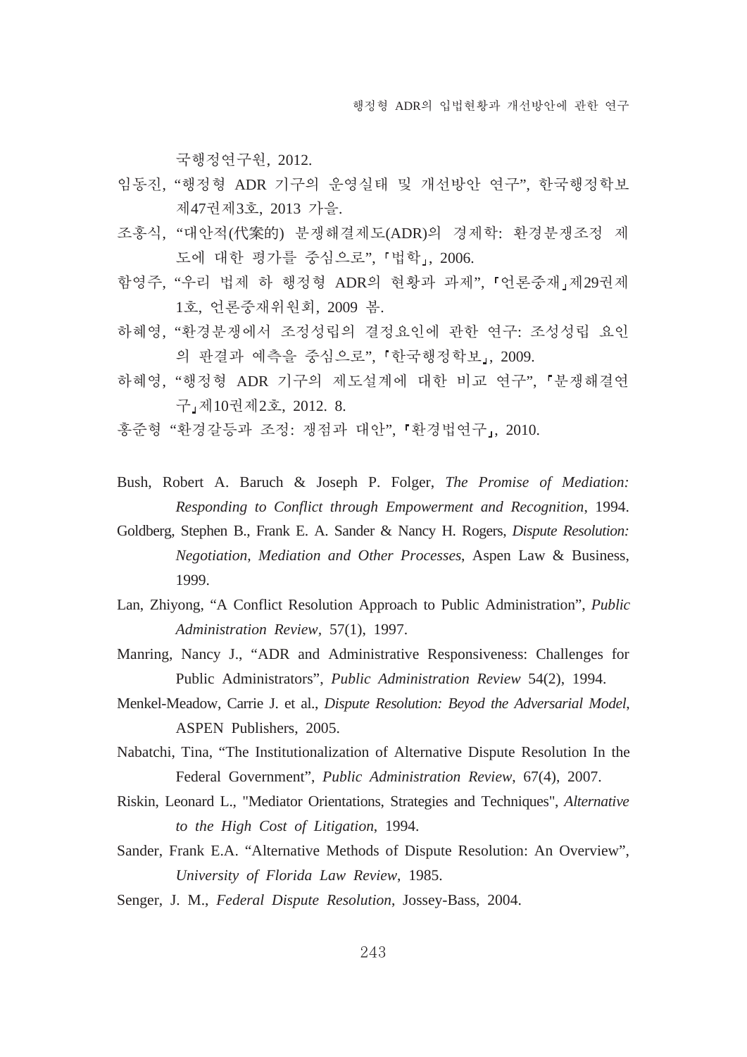국행정연구원, 2012.

임동진, "행정형 ADR 기구의 운영실태 및 개선방안 연구", 한국행정학보 제47권제3호, 2013 가을.

조홍식, "대안적(代案的) 분쟁해결제도(ADR)의 경제학: 환경분쟁조정 제도에 대한 평가를 중심으로", 「법학」, 2006.

함영주, "우리 법제 하 행정형 ADR의 현황과 과제", 「언론중재」제29권제1호, 언론중재위원회, 2009 봄.

하혜영, "환경분쟁에서 조정성립의 결정요인에 관한 연구: 조성성립 요인의 판결과 예측을 중심으로", 「한국행정학보」, 2009.

하혜영, "행정형 ADR 기구의 제도설계에 대한 비교 연구", 「분쟁해결연구」제10권제2호, 2012. 8.

홍준형 "환경갈등과 조정: 쟁점과 대안", 「환경법연구」, 2010.

Bush, Robert A. Baruch & Joseph P. Folger, *The Promise of Mediation: Responding to Conflict through Empowerment and Recognition*, 1994.

Goldberg, Stephen B., Frank E. A. Sander & Nancy H. Rogers, *Dispute Resolution: Negotiation, Mediation and Other Processes*, Aspen Law & Business, 1999.

Lan, Zhiyong, "A Conflict Resolution Approach to Public Administration", *Public Administration Review*, 57(1), 1997.

Manring, Nancy J., "ADR and Administrative Responsiveness: Challenges for Public Administrators", *Public Administration Review* 54(2), 1994.

Menkel-Meadow, Carrie J. et al., *Dispute Resolution: Beyod the Adversarial Model*, ASPEN Publishers, 2005.

Nabatchi, Tina, "The Institutionalization of Alternative Dispute Resolution In the Federal Government", *Public Administration Review*, 67(4), 2007.

Riskin, Leonard L., "Mediator Orientations, Strategies and Techniques", *Alternative to the High Cost of Litigation*, 1994.

Sander, Frank E.A. "Alternative Methods of Dispute Resolution: An Overview", *University of Florida Law Review*, 1985.

Senger, J. M., *Federal Dispute Resolution*, Jossey-Bass, 2004.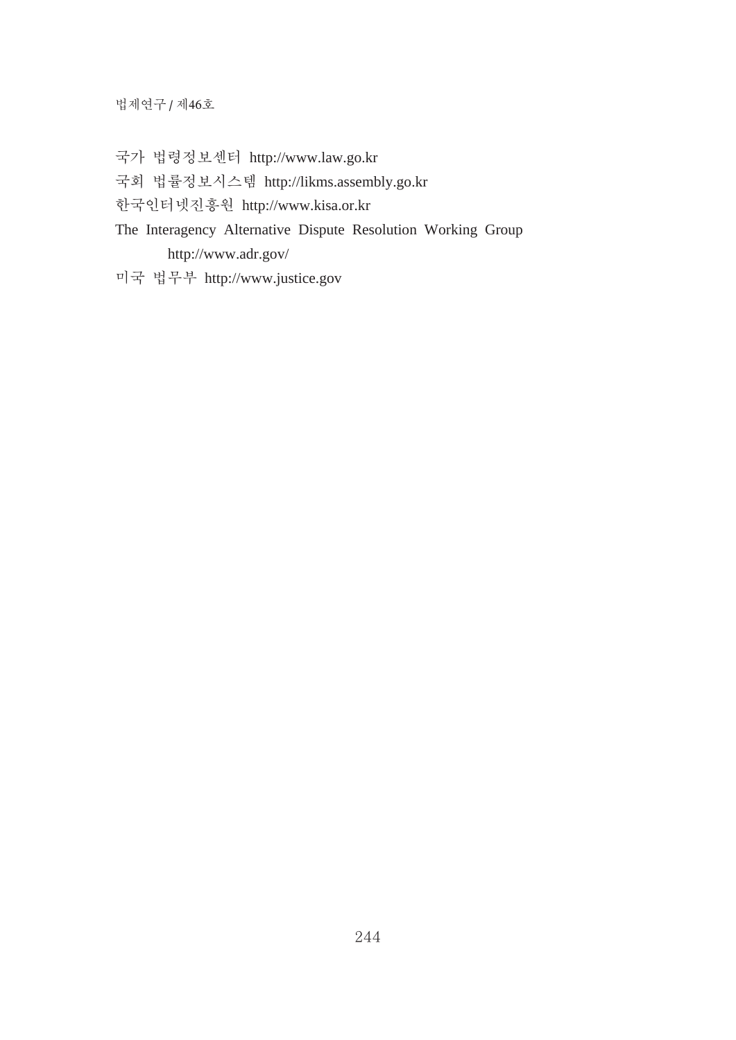국가 법령정보센터 http://www.law.go.kr

국회 법률정보시스템 http://likms.assembly.go.kr

한국인터넷진흥원 http://www.kisa.or.kr

The Interagency Alternative Dispute Resolution Working Group http://www.adr.gov/

미국 법무부 http://www.justice.gov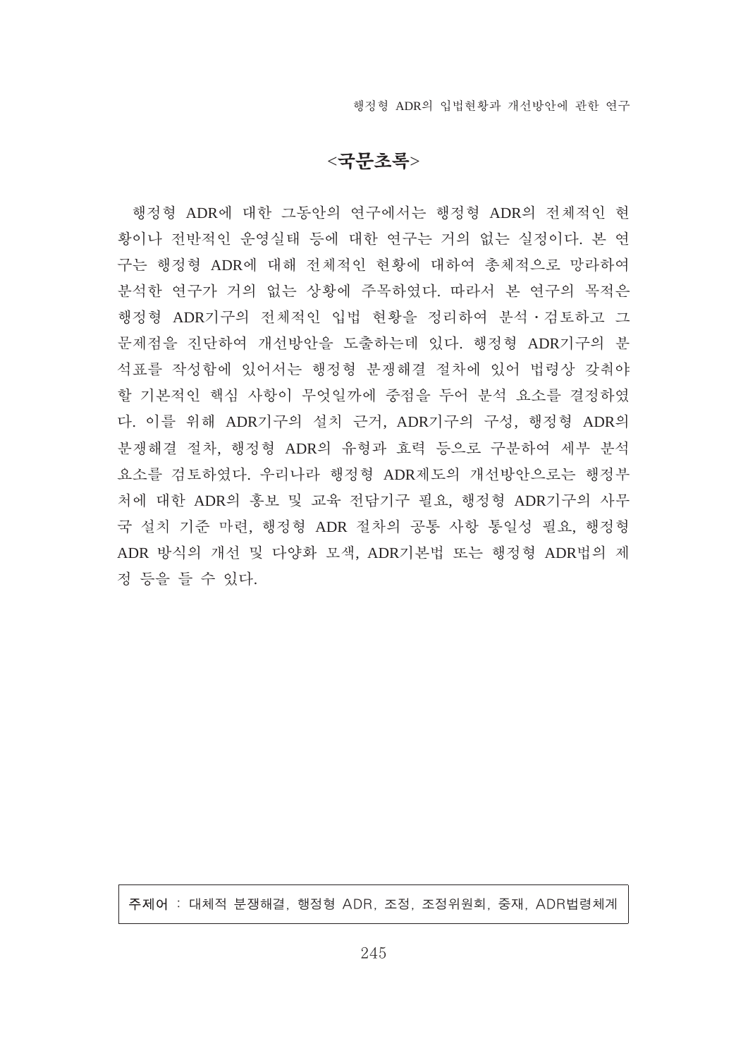## <국문초록>

행정형 ADR에 대한 그동안의 연구에서는 행정형 ADR의 전체적인 현황이나 전반적인 운영실태 등에 대한 연구는 거의 없는 실정이다. 본 연구는 행정형 ADR에 대해 전체적인 현황에 대하여 총체적으로 망라하여 분석한 연구가 거의 없는 상황에 주목하였다. 따라서 본 연구의 목적은 행정형 ADR기구의 전체적인 입법 현황을 정리하여 분석·검토하고 그 문제점을 진단하여 개선방안을 도출하는데 있다. 행정형 ADR기구의 분석표를 작성함에 있어서는 행정형 분쟁해결 절차에 있어 법령상 갖춰야 할 기본적인 핵심 사항이 무엇일까에 중점을 두어 분석 요소를 결정하였다. 이를 위해 ADR기구의 설치 근거, ADR기구의 구성, 행정형 ADR의 분쟁해결 절차, 행정형 ADR의 유형과 효력 등으로 구분하여 세부 분석 요소를 검토하였다. 우리나라 행정형 ADR제도의 개선방안으로는 행정부처에 대한 ADR의 홍보 및 교육 전담기구 필요, 행정형 ADR기구의 사무국 설치 기준 마련, 행정형 ADR 절차의 공통 사항 통일성 필요, 행정형 ADR 방식의 개선 및 다양화 모색, ADR기본법 또는 행정형 ADR법의 제정 등을 들 수 있다.

**주제어** : 대체적 분쟁해결, 행정형 ADR, 조정, 조정위원회, 중재, ADR법령체계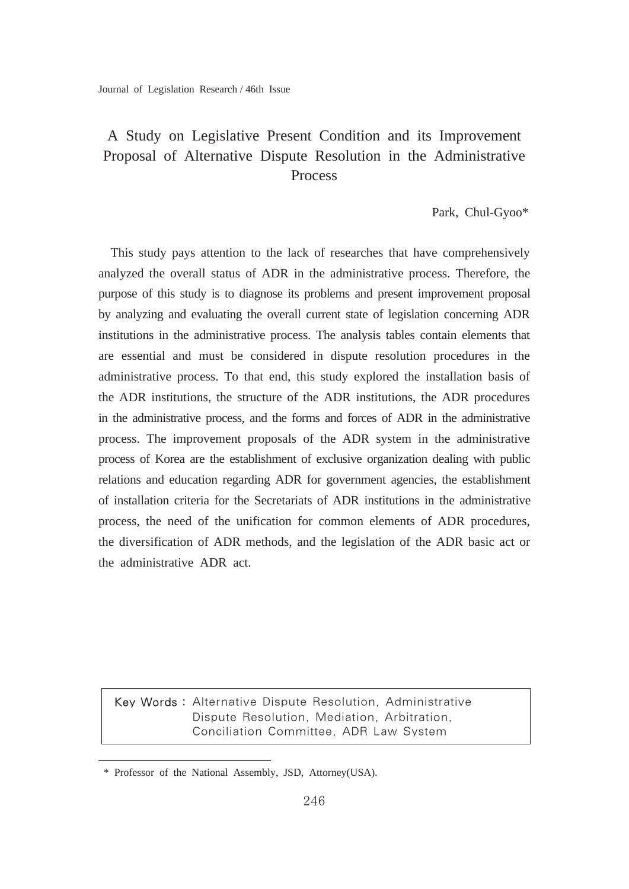# A Study on Legislative Present Condition and its Improvement Proposal of Alternative Dispute Resolution in the Administrative Process

Park, Chul-Gyoo*

This study pays attention to the lack of researches that have comprehensively analyzed the overall status of ADR in the administrative process. Therefore, the purpose of this study is to diagnose its problems and present improvement proposal by analyzing and evaluating the overall current state of legislation concerning ADR institutions in the administrative process. The analysis tables contain elements that are essential and must be considered in dispute resolution procedures in the administrative process. To that end, this study explored the installation basis of the ADR institutions, the structure of the ADR institutions, the ADR procedures in the administrative process, and the forms and forces of ADR in the administrative process. The improvement proposals of the ADR system in the administrative process of Korea are the establishment of exclusive organization dealing with public relations and education regarding ADR for government agencies, the establishment of installation criteria for the Secretariats of ADR institutions in the administrative process, the need of the unification for common elements of ADR procedures, the diversification of ADR methods, and the legislation of the ADR basic act or the administrative ADR act.

**Key Words :** Alternative Dispute Resolution, Administrative Dispute Resolution, Mediation, Arbitration, Conciliation Committee, ADR Law System

* Professor of the National Assembly, JSD, Attorney(USA).